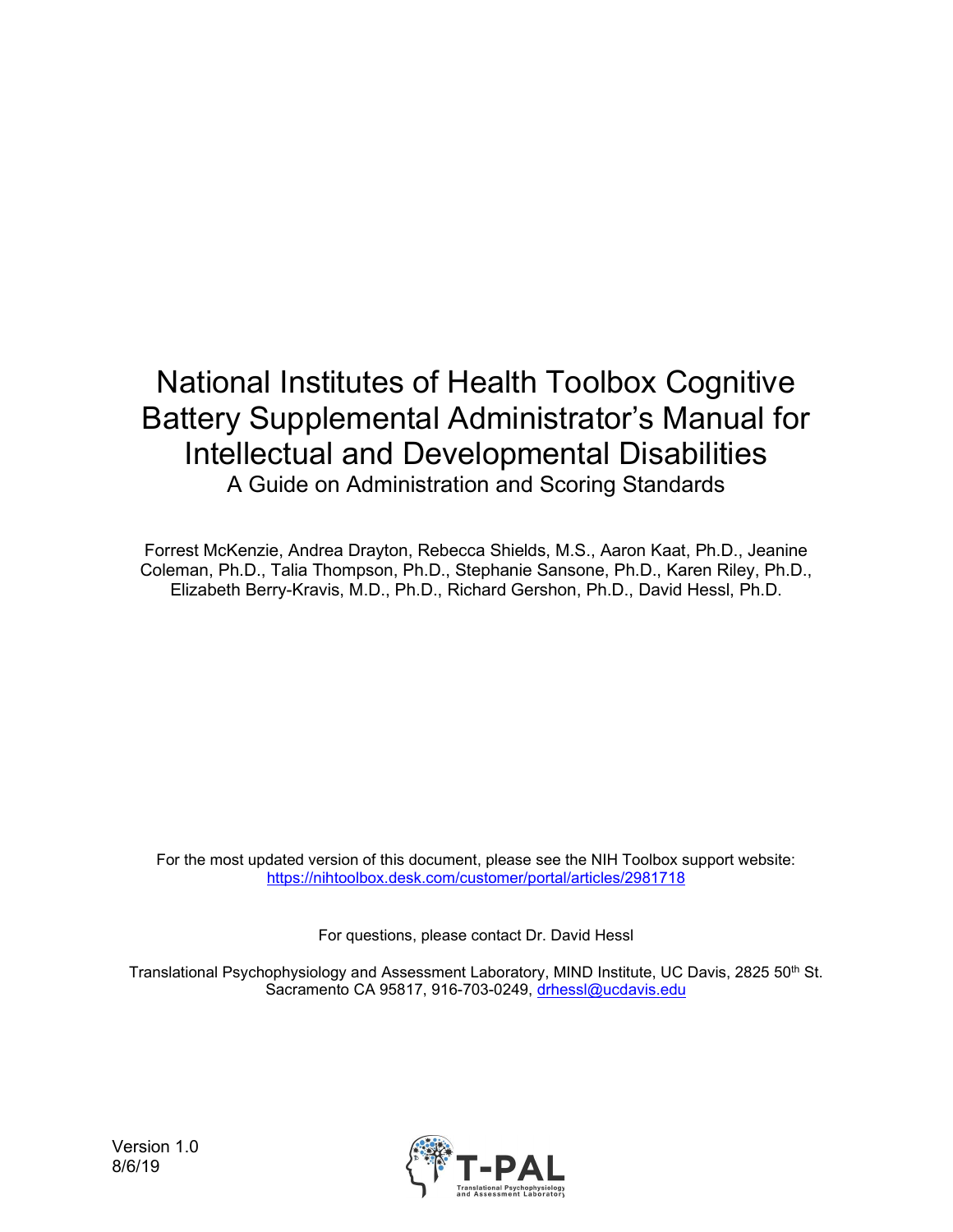# National Institutes of Health Toolbox Cognitive Battery Supplemental Administrator's Manual for Intellectual and Developmental Disabilities

A Guide on Administration and Scoring Standards

Forrest McKenzie, Andrea Drayton, Rebecca Shields, M.S., Aaron Kaat, Ph.D., Jeanine Coleman, Ph.D., Talia Thompson, Ph.D., Stephanie Sansone, Ph.D., Karen Riley, Ph.D., Elizabeth Berry-Kravis, M.D., Ph.D., Richard Gershon, Ph.D., David Hessl, Ph.D.

For the most updated version of this document, please see the NIH Toolbox support website: https://nihtoolbox.desk.com/customer/portal/articles/2981718

For questions, please contact Dr. David Hessl

Translational Psychophysiology and Assessment Laboratory, MIND Institute, UC Davis, 2825 50th St. Sacramento CA 95817, 916-703-0249, drhessl@ucdavis.edu

Version 1.0
8/6/19

T-PAL
Translational Psychophysiology and Assessment Laboratory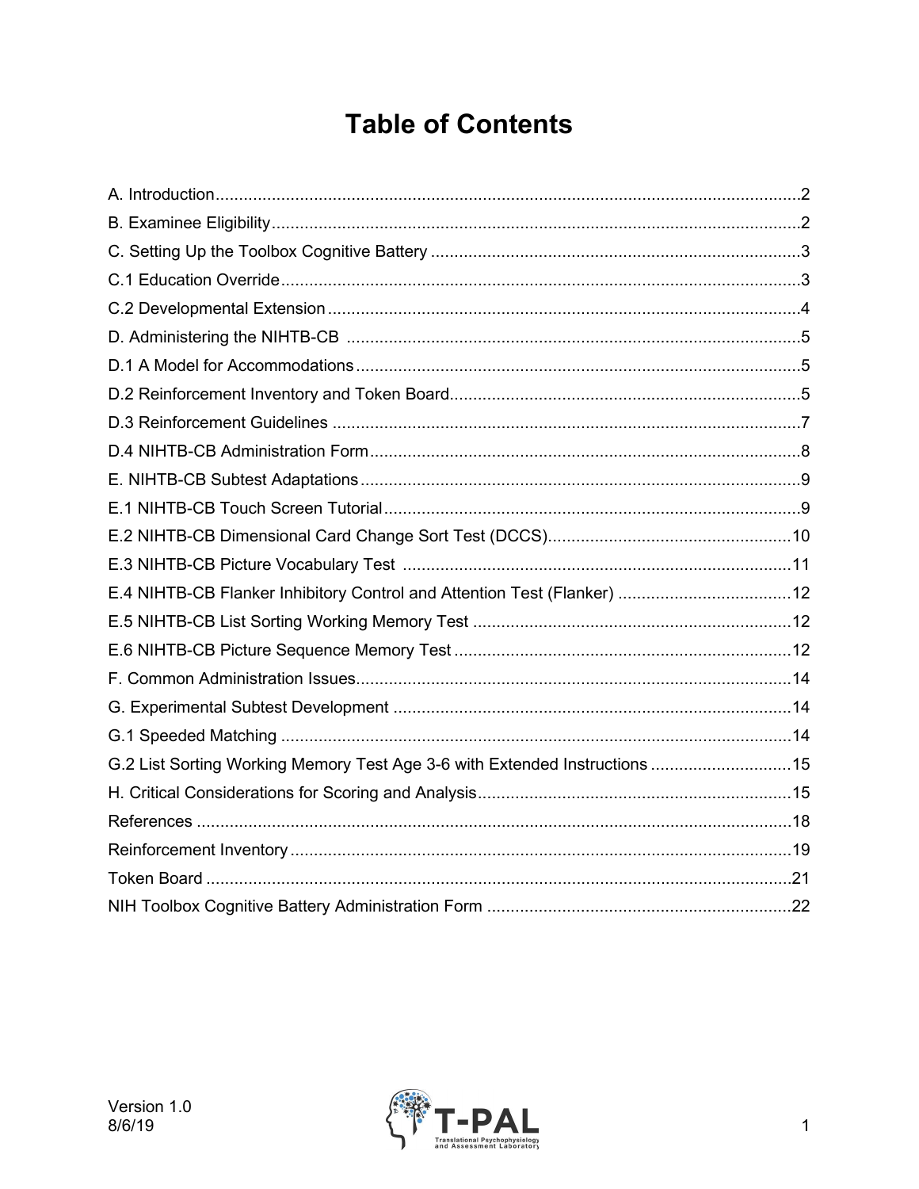# Table of Contents

A. Introduction .......... 2
B. Examinee Eligibility .......... 2
C. Setting Up the Toolbox Cognitive Battery .......... 3
C.1 Education Override .......... 3
C.2 Developmental Extension .......... 4
D. Administering the NIHTB-CB .......... 5
D.1 A Model for Accommodations .......... 5
D.2 Reinforcement Inventory and Token Board .......... 5
D.3 Reinforcement Guidelines .......... 7
D.4 NIHTB-CB Administration Form .......... 8
E. NIHTB-CB Subtest Adaptations .......... 9
E.1 NIHTB-CB Touch Screen Tutorial .......... 9
E.2 NIHTB-CB Dimensional Card Change Sort Test (DCCS) .......... 10
E.3 NIHTB-CB Picture Vocabulary Test .......... 11
E.4 NIHTB-CB Flanker Inhibitory Control and Attention Test (Flanker) .......... 12
E.5 NIHTB-CB List Sorting Working Memory Test .......... 12
E.6 NIHTB-CB Picture Sequence Memory Test .......... 12
F. Common Administration Issues .......... 14
G. Experimental Subtest Development .......... 14
G.1 Speeded Matching .......... 14
G.2 List Sorting Working Memory Test Age 3-6 with Extended Instructions .......... 15
H. Critical Considerations for Scoring and Analysis .......... 15
References .......... 18
Reinforcement Inventory .......... 19
Token Board .......... 21
NIH Toolbox Cognitive Battery Administration Form .......... 22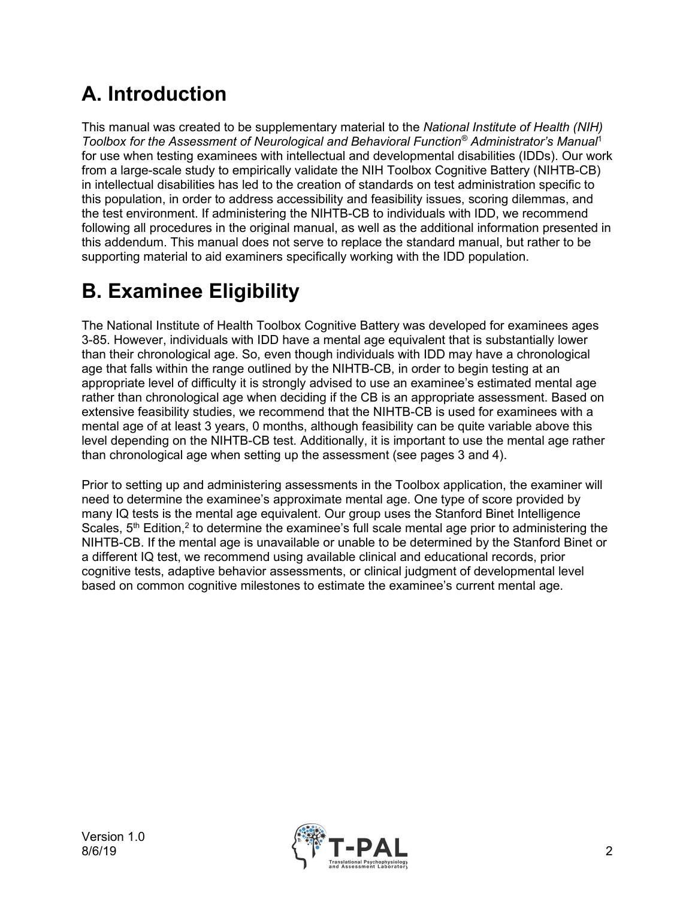## A. Introduction

This manual was created to be supplementary material to the *National Institute of Health (NIH) Toolbox for the Assessment of Neurological and Behavioral Function® Administrator's Manual*[1] for use when testing examinees with intellectual and developmental disabilities (IDDs). Our work from a large-scale study to empirically validate the NIH Toolbox Cognitive Battery (NIHTB-CB) in intellectual disabilities has led to the creation of standards on test administration specific to this population, in order to address accessibility and feasibility issues, scoring dilemmas, and the test environment. If administering the NIHTB-CB to individuals with IDD, we recommend following all procedures in the original manual, as well as the additional information presented in this addendum. This manual does not serve to replace the standard manual, but rather to be supporting material to aid examiners specifically working with the IDD population.

## B. Examinee Eligibility

The National Institute of Health Toolbox Cognitive Battery was developed for examinees ages 3-85. However, individuals with IDD have a mental age equivalent that is substantially lower than their chronological age. So, even though individuals with IDD may have a chronological age that falls within the range outlined by the NIHTB-CB, in order to begin testing at an appropriate level of difficulty it is strongly advised to use an examinee's estimated mental age rather than chronological age when deciding if the CB is an appropriate assessment. Based on extensive feasibility studies, we recommend that the NIHTB-CB is used for examinees with a mental age of at least 3 years, 0 months, although feasibility can be quite variable above this level depending on the NIHTB-CB test. Additionally, it is important to use the mental age rather than chronological age when setting up the assessment (see pages 3 and 4).

Prior to setting up and administering assessments in the Toolbox application, the examiner will need to determine the examinee's approximate mental age. One type of score provided by many IQ tests is the mental age equivalent. Our group uses the Stanford Binet Intelligence Scales, 5th Edition,[2] to determine the examinee's full scale mental age prior to administering the NIHTB-CB. If the mental age is unavailable or unable to be determined by the Stanford Binet or a different IQ test, we recommend using available clinical and educational records, prior cognitive tests, adaptive behavior assessments, or clinical judgment of developmental level based on common cognitive milestones to estimate the examinee's current mental age.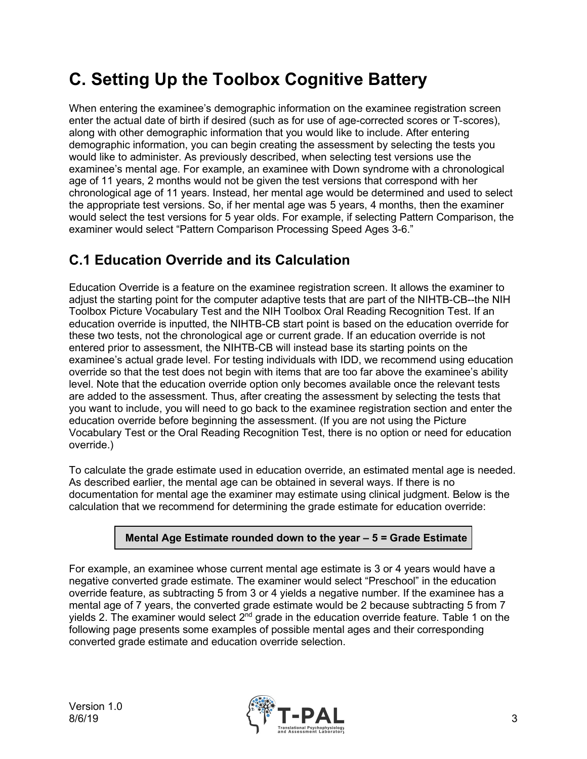# C. Setting Up the Toolbox Cognitive Battery

When entering the examinee's demographic information on the examinee registration screen enter the actual date of birth if desired (such as for use of age-corrected scores or T-scores), along with other demographic information that you would like to include. After entering demographic information, you can begin creating the assessment by selecting the tests you would like to administer. As previously described, when selecting test versions use the examinee's mental age. For example, an examinee with Down syndrome with a chronological age of 11 years, 2 months would not be given the test versions that correspond with her chronological age of 11 years. Instead, her mental age would be determined and used to select the appropriate test versions. So, if her mental age was 5 years, 4 months, then the examiner would select the test versions for 5 year olds. For example, if selecting Pattern Comparison, the examiner would select "Pattern Comparison Processing Speed Ages 3-6."

## C.1 Education Override and its Calculation

Education Override is a feature on the examinee registration screen. It allows the examiner to adjust the starting point for the computer adaptive tests that are part of the NIHTB-CB--the NIH Toolbox Picture Vocabulary Test and the NIH Toolbox Oral Reading Recognition Test. If an education override is inputted, the NIHTB-CB start point is based on the education override for these two tests, not the chronological age or current grade. If an education override is not entered prior to assessment, the NIHTB-CB will instead base its starting points on the examinee's actual grade level. For testing individuals with IDD, we recommend using education override so that the test does not begin with items that are too far above the examinee's ability level. Note that the education override option only becomes available once the relevant tests are added to the assessment. Thus, after creating the assessment by selecting the tests that you want to include, you will need to go back to the examinee registration section and enter the education override before beginning the assessment. (If you are not using the Picture Vocabulary Test or the Oral Reading Recognition Test, there is no option or need for education override.)

To calculate the grade estimate used in education override, an estimated mental age is needed. As described earlier, the mental age can be obtained in several ways. If there is no documentation for mental age the examiner may estimate using clinical judgment. Below is the calculation that we recommend for determining the grade estimate for education override:

**Mental Age Estimate rounded down to the year – 5 = Grade Estimate**

For example, an examinee whose current mental age estimate is 3 or 4 years would have a negative converted grade estimate. The examiner would select "Preschool" in the education override feature, as subtracting 5 from 3 or 4 yields a negative number. If the examinee has a mental age of 7 years, the converted grade estimate would be 2 because subtracting 5 from 7 yields 2. The examiner would select 2nd grade in the education override feature. Table 1 on the following page presents some examples of possible mental ages and their corresponding converted grade estimate and education override selection.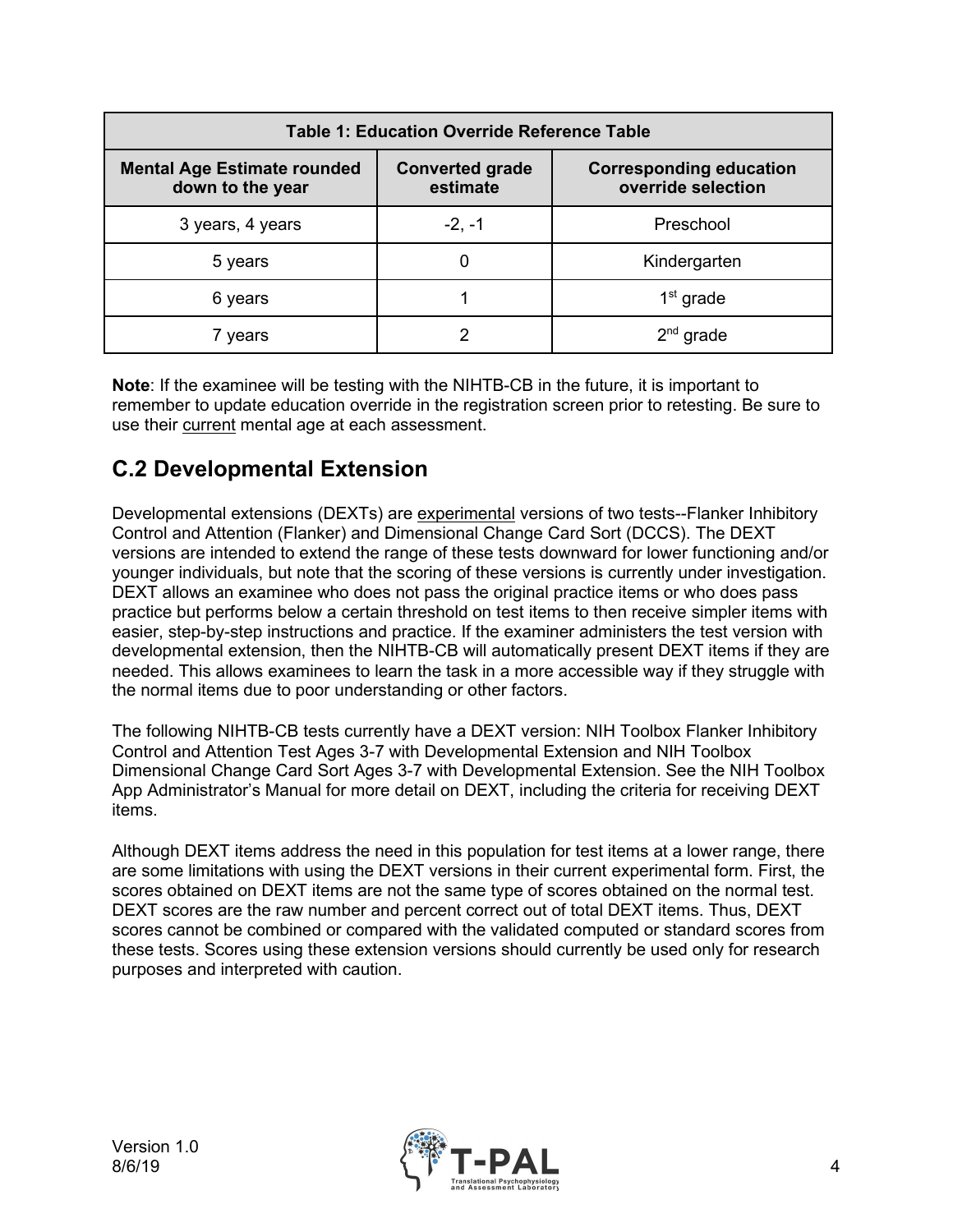| Table 1: Education Override Reference Table | | |
|---|---|---|
| **Mental Age Estimate rounded down to the year** | **Converted grade estimate** | **Corresponding education override selection** |
| 3 years, 4 years | -2, -1 | Preschool |
| 5 years | 0 | Kindergarten |
| 6 years | 1 | 1st grade |
| 7 years | 2 | 2nd grade |

**Note**: If the examinee will be testing with the NIHTB-CB in the future, it is important to remember to update education override in the registration screen prior to retesting. Be sure to use their current mental age at each assessment.

## C.2 Developmental Extension

Developmental extensions (DEXTs) are experimental versions of two tests--Flanker Inhibitory Control and Attention (Flanker) and Dimensional Change Card Sort (DCCS). The DEXT versions are intended to extend the range of these tests downward for lower functioning and/or younger individuals, but note that the scoring of these versions is currently under investigation. DEXT allows an examinee who does not pass the original practice items or who does pass practice but performs below a certain threshold on test items to then receive simpler items with easier, step-by-step instructions and practice. If the examiner administers the test version with developmental extension, then the NIHTB-CB will automatically present DEXT items if they are needed. This allows examinees to learn the task in a more accessible way if they struggle with the normal items due to poor understanding or other factors.

The following NIHTB-CB tests currently have a DEXT version: NIH Toolbox Flanker Inhibitory Control and Attention Test Ages 3-7 with Developmental Extension and NIH Toolbox Dimensional Change Card Sort Ages 3-7 with Developmental Extension. See the NIH Toolbox App Administrator's Manual for more detail on DEXT, including the criteria for receiving DEXT items.

Although DEXT items address the need in this population for test items at a lower range, there are some limitations with using the DEXT versions in their current experimental form. First, the scores obtained on DEXT items are not the same type of scores obtained on the normal test. DEXT scores are the raw number and percent correct out of total DEXT items. Thus, DEXT scores cannot be combined or compared with the validated computed or standard scores from these tests. Scores using these extension versions should currently be used only for research purposes and interpreted with caution.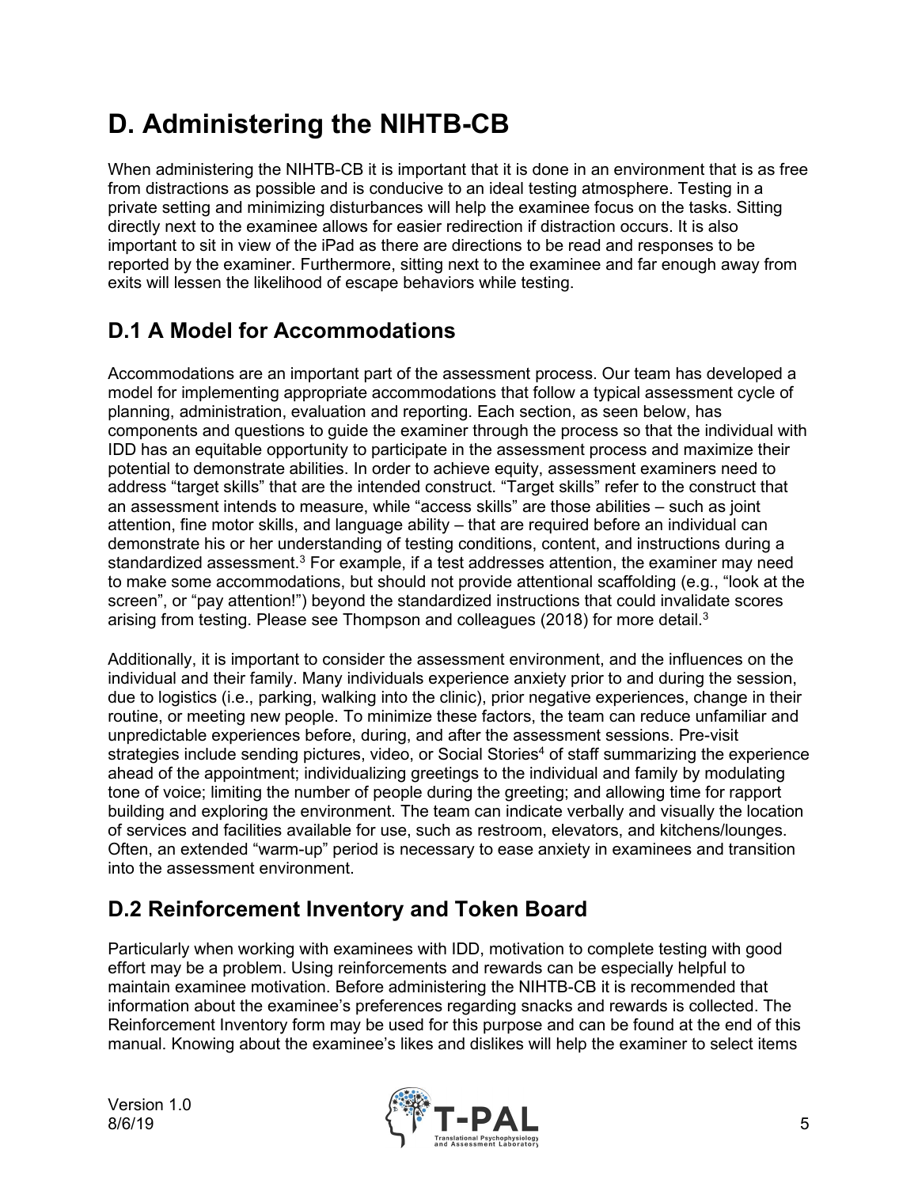# D. Administering the NIHTB-CB

When administering the NIHTB-CB it is important that it is done in an environment that is as free from distractions as possible and is conducive to an ideal testing atmosphere. Testing in a private setting and minimizing disturbances will help the examinee focus on the tasks. Sitting directly next to the examinee allows for easier redirection if distraction occurs. It is also important to sit in view of the iPad as there are directions to be read and responses to be reported by the examiner. Furthermore, sitting next to the examinee and far enough away from exits will lessen the likelihood of escape behaviors while testing.

## D.1 A Model for Accommodations

Accommodations are an important part of the assessment process. Our team has developed a model for implementing appropriate accommodations that follow a typical assessment cycle of planning, administration, evaluation and reporting. Each section, as seen below, has components and questions to guide the examiner through the process so that the individual with IDD has an equitable opportunity to participate in the assessment process and maximize their potential to demonstrate abilities. In order to achieve equity, assessment examiners need to address "target skills" that are the intended construct. "Target skills" refer to the construct that an assessment intends to measure, while "access skills" are those abilities – such as joint attention, fine motor skills, and language ability – that are required before an individual can demonstrate his or her understanding of testing conditions, content, and instructions during a standardized assessment.[3] For example, if a test addresses attention, the examiner may need to make some accommodations, but should not provide attentional scaffolding (e.g., "look at the screen", or "pay attention!") beyond the standardized instructions that could invalidate scores arising from testing. Please see Thompson and colleagues (2018) for more detail.[3]

Additionally, it is important to consider the assessment environment, and the influences on the individual and their family. Many individuals experience anxiety prior to and during the session, due to logistics (i.e., parking, walking into the clinic), prior negative experiences, change in their routine, or meeting new people. To minimize these factors, the team can reduce unfamiliar and unpredictable experiences before, during, and after the assessment sessions. Pre-visit strategies include sending pictures, video, or Social Stories[4] of staff summarizing the experience ahead of the appointment; individualizing greetings to the individual and family by modulating tone of voice; limiting the number of people during the greeting; and allowing time for rapport building and exploring the environment. The team can indicate verbally and visually the location of services and facilities available for use, such as restroom, elevators, and kitchens/lounges. Often, an extended "warm-up" period is necessary to ease anxiety in examinees and transition into the assessment environment.

## D.2 Reinforcement Inventory and Token Board

Particularly when working with examinees with IDD, motivation to complete testing with good effort may be a problem. Using reinforcements and rewards can be especially helpful to maintain examinee motivation. Before administering the NIHTB-CB it is recommended that information about the examinee's preferences regarding snacks and rewards is collected. The Reinforcement Inventory form may be used for this purpose and can be found at the end of this manual. Knowing about the examinee's likes and dislikes will help the examiner to select items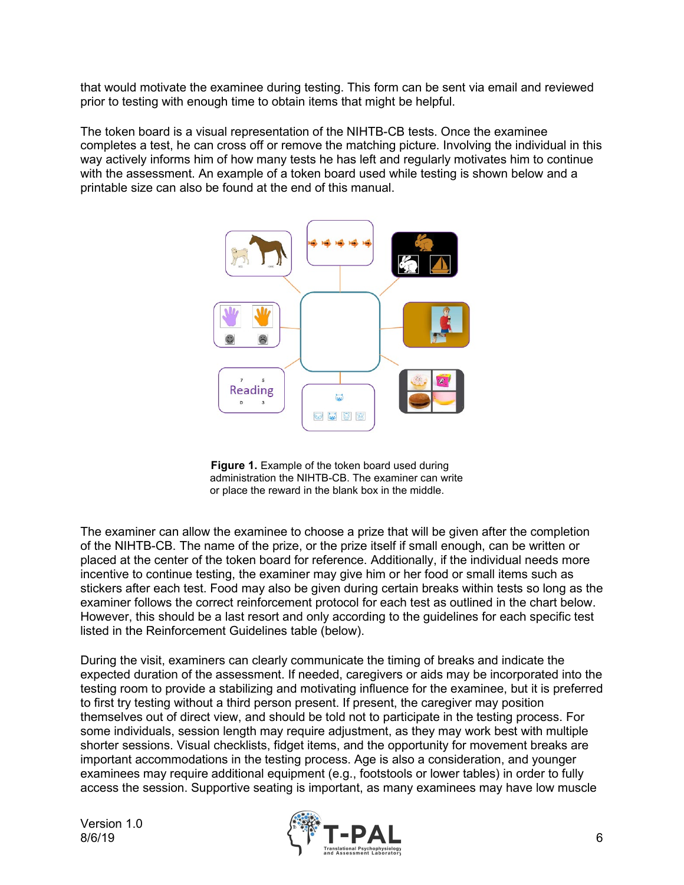that would motivate the examinee during testing. This form can be sent via email and reviewed prior to testing with enough time to obtain items that might be helpful.

The token board is a visual representation of the NIHTB-CB tests. Once the examinee completes a test, he can cross off or remove the matching picture. Involving the individual in this way actively informs him of how many tests he has left and regularly motivates him to continue with the assessment. An example of a token board used while testing is shown below and a printable size can also be found at the end of this manual.

**Figure 1.** Example of the token board used during administration the NIHTB-CB. The examiner can write or place the reward in the blank box in the middle.

The examiner can allow the examinee to choose a prize that will be given after the completion of the NIHTB-CB. The name of the prize, or the prize itself if small enough, can be written or placed at the center of the token board for reference. Additionally, if the individual needs more incentive to continue testing, the examiner may give him or her food or small items such as stickers after each test. Food may also be given during certain breaks within tests so long as the examiner follows the correct reinforcement protocol for each test as outlined in the chart below. However, this should be a last resort and only according to the guidelines for each specific test listed in the Reinforcement Guidelines table (below).

During the visit, examiners can clearly communicate the timing of breaks and indicate the expected duration of the assessment. If needed, caregivers or aids may be incorporated into the testing room to provide a stabilizing and motivating influence for the examinee, but it is preferred to first try testing without a third person present. If present, the caregiver may position themselves out of direct view, and should be told not to participate in the testing process. For some individuals, session length may require adjustment, as they may work best with multiple shorter sessions. Visual checklists, fidget items, and the opportunity for movement breaks are important accommodations in the testing process. Age is also a consideration, and younger examinees may require additional equipment (e.g., footstools or lower tables) in order to fully access the session. Supportive seating is important, as many examinees may have low muscle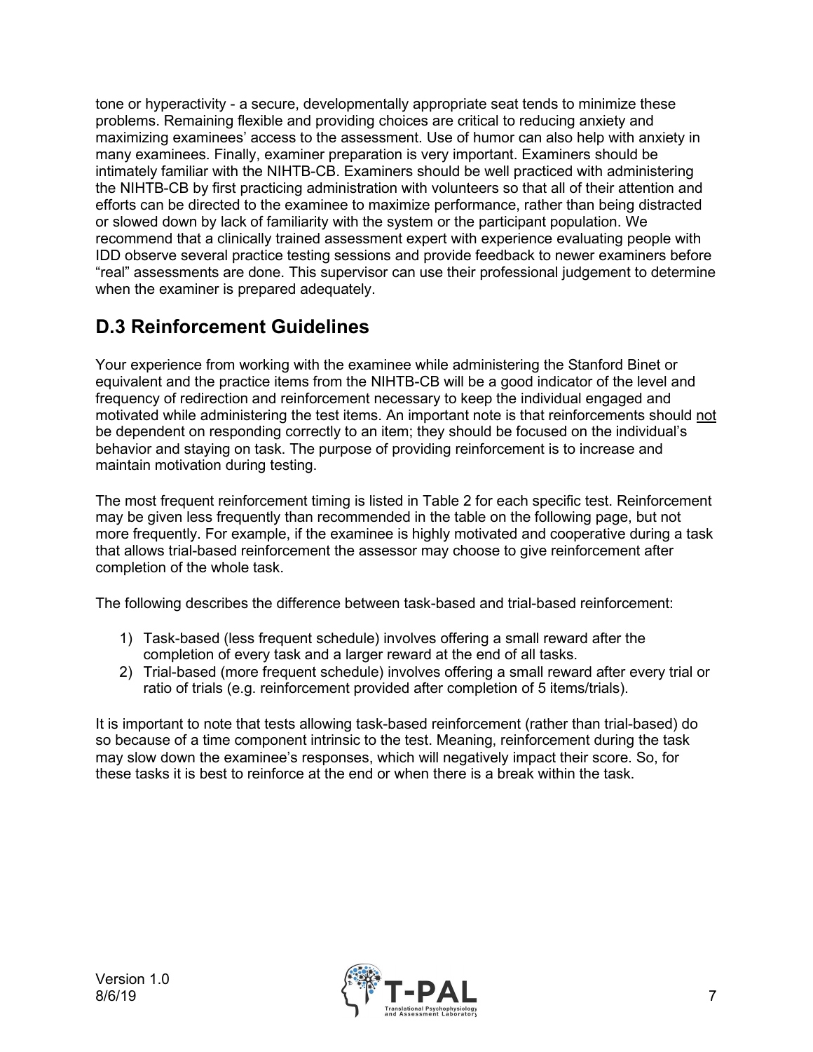tone or hyperactivity - a secure, developmentally appropriate seat tends to minimize these problems. Remaining flexible and providing choices are critical to reducing anxiety and maximizing examinees' access to the assessment. Use of humor can also help with anxiety in many examinees. Finally, examiner preparation is very important. Examiners should be intimately familiar with the NIHTB-CB. Examiners should be well practiced with administering the NIHTB-CB by first practicing administration with volunteers so that all of their attention and efforts can be directed to the examinee to maximize performance, rather than being distracted or slowed down by lack of familiarity with the system or the participant population. We recommend that a clinically trained assessment expert with experience evaluating people with IDD observe several practice testing sessions and provide feedback to newer examiners before "real" assessments are done. This supervisor can use their professional judgement to determine when the examiner is prepared adequately.

## D.3 Reinforcement Guidelines

Your experience from working with the examinee while administering the Stanford Binet or equivalent and the practice items from the NIHTB-CB will be a good indicator of the level and frequency of redirection and reinforcement necessary to keep the individual engaged and motivated while administering the test items. An important note is that reinforcements should <u>not</u> be dependent on responding correctly to an item; they should be focused on the individual's behavior and staying on task. The purpose of providing reinforcement is to increase and maintain motivation during testing.

The most frequent reinforcement timing is listed in Table 2 for each specific test. Reinforcement may be given less frequently than recommended in the table on the following page, but not more frequently. For example, if the examinee is highly motivated and cooperative during a task that allows trial-based reinforcement the assessor may choose to give reinforcement after completion of the whole task.

The following describes the difference between task-based and trial-based reinforcement:

1) Task-based (less frequent schedule) involves offering a small reward after the completion of every task and a larger reward at the end of all tasks.
2) Trial-based (more frequent schedule) involves offering a small reward after every trial or ratio of trials (e.g. reinforcement provided after completion of 5 items/trials).

It is important to note that tests allowing task-based reinforcement (rather than trial-based) do so because of a time component intrinsic to the test. Meaning, reinforcement during the task may slow down the examinee's responses, which will negatively impact their score. So, for these tasks it is best to reinforce at the end or when there is a break within the task.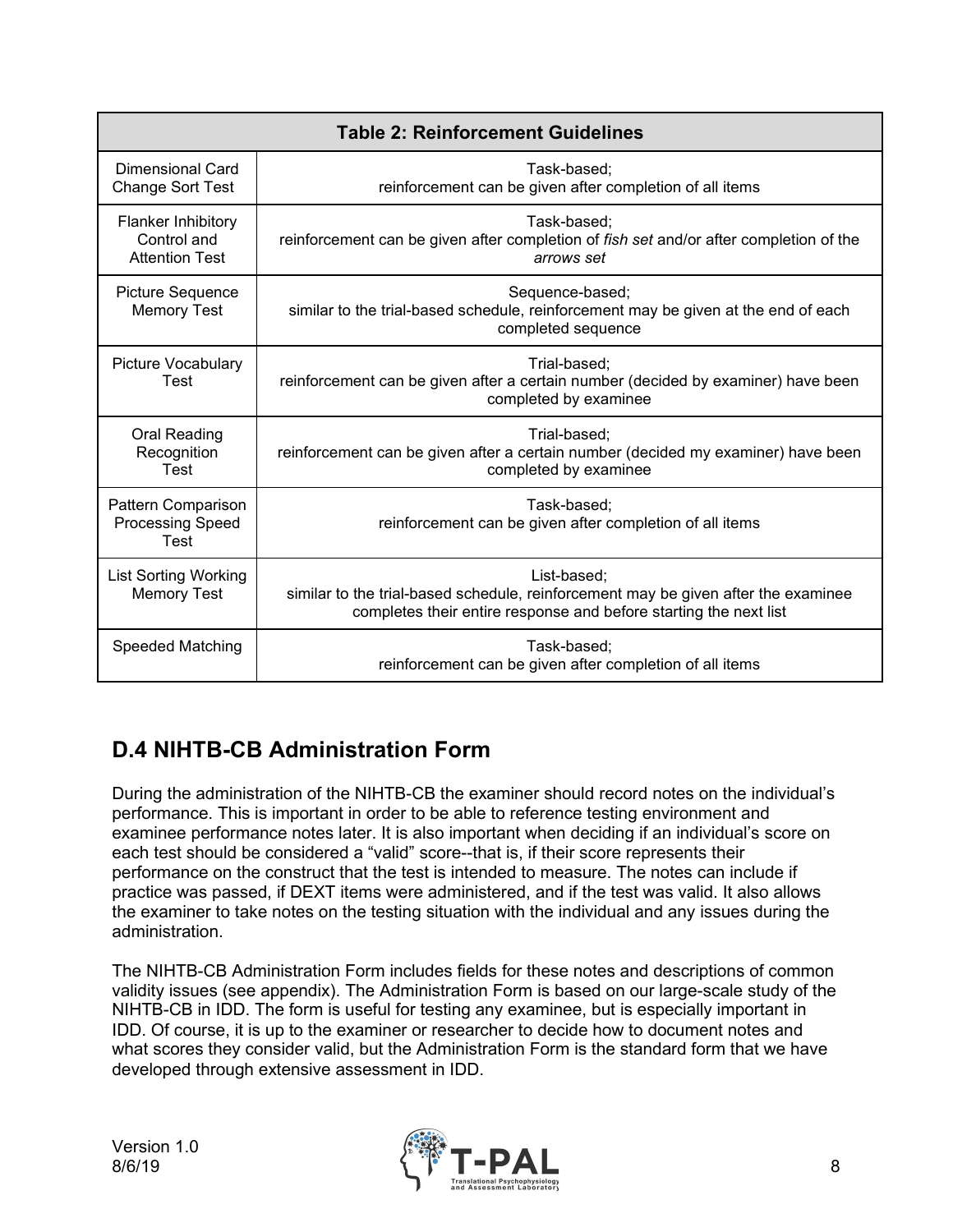| Table 2: Reinforcement Guidelines | |
|---|---|
| Dimensional Card Change Sort Test | Task-based; reinforcement can be given after completion of all items |
| Flanker Inhibitory Control and Attention Test | Task-based; reinforcement can be given after completion of *fish set* and/or after completion of the *arrows set* |
| Picture Sequence Memory Test | Sequence-based; similar to the trial-based schedule, reinforcement may be given at the end of each completed sequence |
| Picture Vocabulary Test | Trial-based; reinforcement can be given after a certain number (decided by examiner) have been completed by examinee |
| Oral Reading Recognition Test | Trial-based; reinforcement can be given after a certain number (decided my examiner) have been completed by examinee |
| Pattern Comparison Processing Speed Test | Task-based; reinforcement can be given after completion of all items |
| List Sorting Working Memory Test | List-based; similar to the trial-based schedule, reinforcement may be given after the examinee completes their entire response and before starting the next list |
| Speeded Matching | Task-based; reinforcement can be given after completion of all items |

## D.4 NIHTB-CB Administration Form

During the administration of the NIHTB-CB the examiner should record notes on the individual's performance. This is important in order to be able to reference testing environment and examinee performance notes later. It is also important when deciding if an individual's score on each test should be considered a "valid" score--that is, if their score represents their performance on the construct that the test is intended to measure. The notes can include if practice was passed, if DEXT items were administered, and if the test was valid. It also allows the examiner to take notes on the testing situation with the individual and any issues during the administration.

The NIHTB-CB Administration Form includes fields for these notes and descriptions of common validity issues (see appendix). The Administration Form is based on our large-scale study of the NIHTB-CB in IDD. The form is useful for testing any examinee, but is especially important in IDD. Of course, it is up to the examiner or researcher to decide how to document notes and what scores they consider valid, but the Administration Form is the standard form that we have developed through extensive assessment in IDD.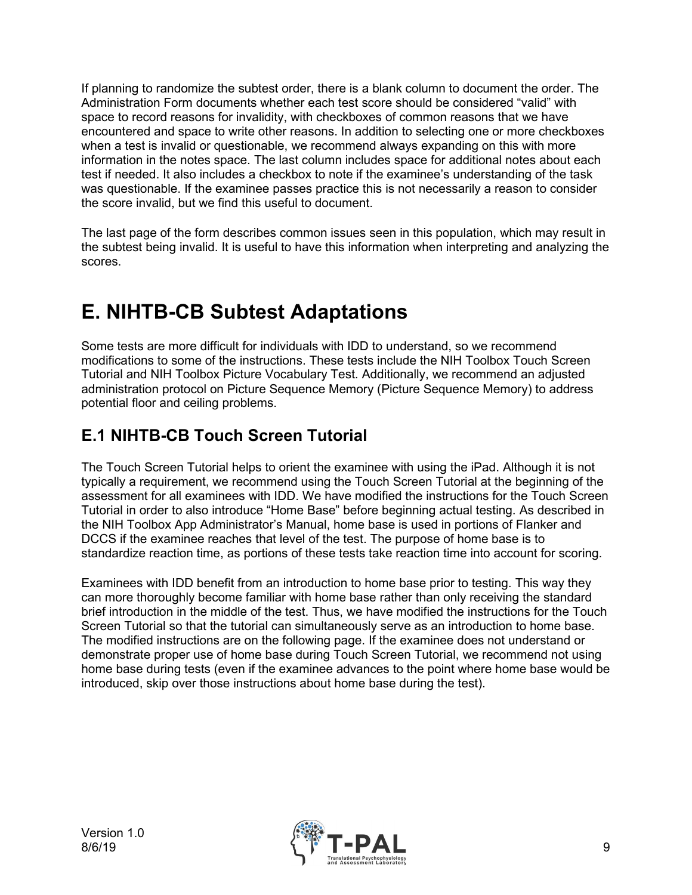If planning to randomize the subtest order, there is a blank column to document the order. The Administration Form documents whether each test score should be considered "valid" with space to record reasons for invalidity, with checkboxes of common reasons that we have encountered and space to write other reasons. In addition to selecting one or more checkboxes when a test is invalid or questionable, we recommend always expanding on this with more information in the notes space. The last column includes space for additional notes about each test if needed. It also includes a checkbox to note if the examinee's understanding of the task was questionable. If the examinee passes practice this is not necessarily a reason to consider the score invalid, but we find this useful to document.

The last page of the form describes common issues seen in this population, which may result in the subtest being invalid. It is useful to have this information when interpreting and analyzing the scores.

# E. NIHTB-CB Subtest Adaptations

Some tests are more difficult for individuals with IDD to understand, so we recommend modifications to some of the instructions. These tests include the NIH Toolbox Touch Screen Tutorial and NIH Toolbox Picture Vocabulary Test. Additionally, we recommend an adjusted administration protocol on Picture Sequence Memory (Picture Sequence Memory) to address potential floor and ceiling problems.

## E.1 NIHTB-CB Touch Screen Tutorial

The Touch Screen Tutorial helps to orient the examinee with using the iPad. Although it is not typically a requirement, we recommend using the Touch Screen Tutorial at the beginning of the assessment for all examinees with IDD. We have modified the instructions for the Touch Screen Tutorial in order to also introduce "Home Base" before beginning actual testing. As described in the NIH Toolbox App Administrator's Manual, home base is used in portions of Flanker and DCCS if the examinee reaches that level of the test. The purpose of home base is to standardize reaction time, as portions of these tests take reaction time into account for scoring.

Examinees with IDD benefit from an introduction to home base prior to testing. This way they can more thoroughly become familiar with home base rather than only receiving the standard brief introduction in the middle of the test. Thus, we have modified the instructions for the Touch Screen Tutorial so that the tutorial can simultaneously serve as an introduction to home base. The modified instructions are on the following page. If the examinee does not understand or demonstrate proper use of home base during Touch Screen Tutorial, we recommend not using home base during tests (even if the examinee advances to the point where home base would be introduced, skip over those instructions about home base during the test).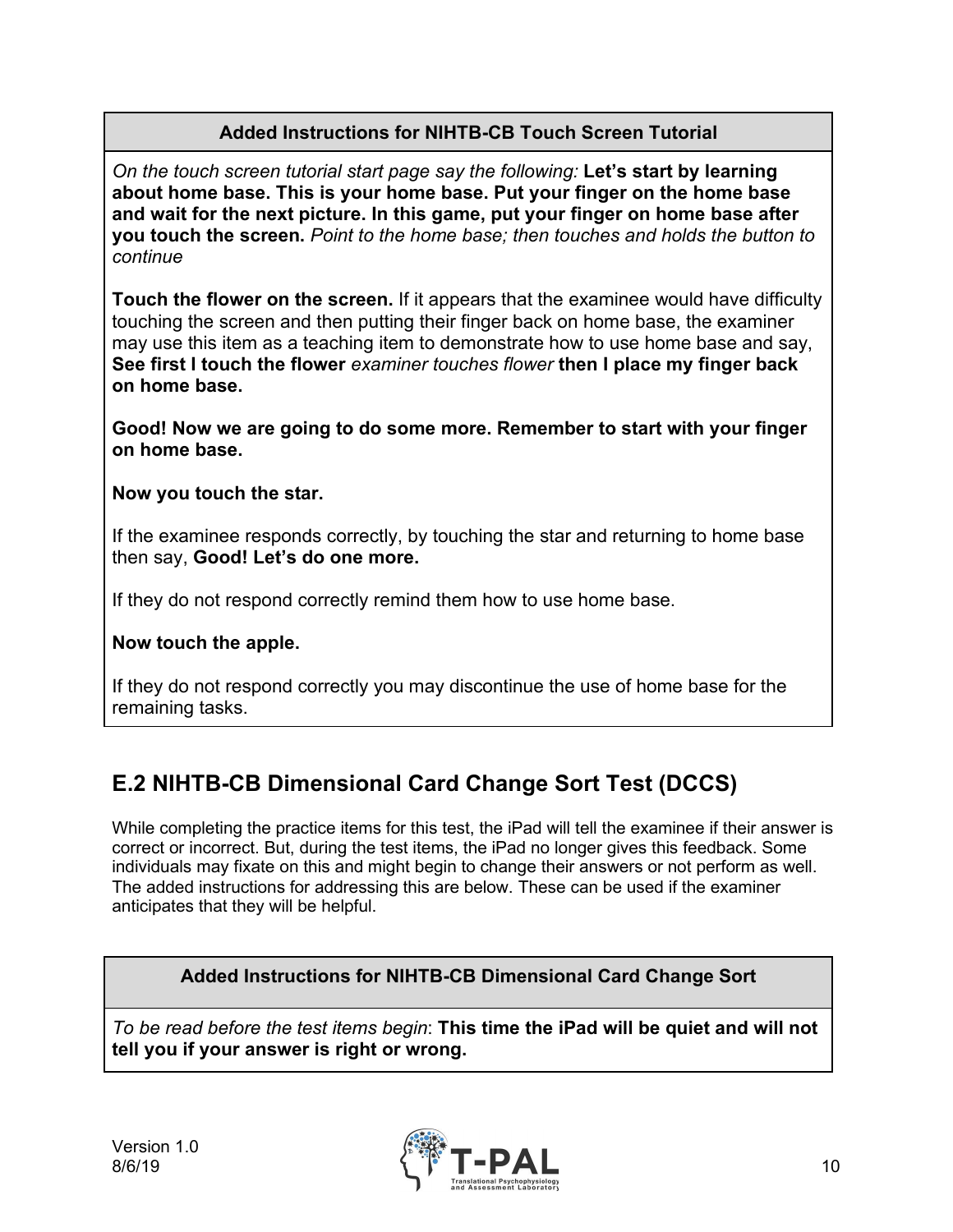| Added Instructions for NIHTB-CB Touch Screen Tutorial |
|---|
| *On the touch screen tutorial start page say the following:* **Let's start by learning about home base. This is your home base. Put your finger on the home base and wait for the next picture. In this game, put your finger on home base after you touch the screen.** *Point to the home base; then touches and holds the button to continue*<br><br>**Touch the flower on the screen.** If it appears that the examinee would have difficulty touching the screen and then putting their finger back on home base, the examiner may use this item as a teaching item to demonstrate how to use home base and say, **See first I touch the flower** *examiner touches flower* **then I place my finger back on home base.**<br><br>**Good! Now we are going to do some more. Remember to start with your finger on home base.**<br><br>**Now you touch the star.**<br><br>If the examinee responds correctly, by touching the star and returning to home base then say, **Good! Let's do one more.**<br><br>If they do not respond correctly remind them how to use home base.<br><br>**Now touch the apple.**<br><br>If they do not respond correctly you may discontinue the use of home base for the remaining tasks. |

## E.2 NIHTB-CB Dimensional Card Change Sort Test (DCCS)

While completing the practice items for this test, the iPad will tell the examinee if their answer is correct or incorrect. But, during the test items, the iPad no longer gives this feedback. Some individuals may fixate on this and might begin to change their answers or not perform as well. The added instructions for addressing this are below. These can be used if the examiner anticipates that they will be helpful.

| Added Instructions for NIHTB-CB Dimensional Card Change Sort |
|---|
| *To be read before the test items begin*: **This time the iPad will be quiet and will not tell you if your answer is right or wrong.** |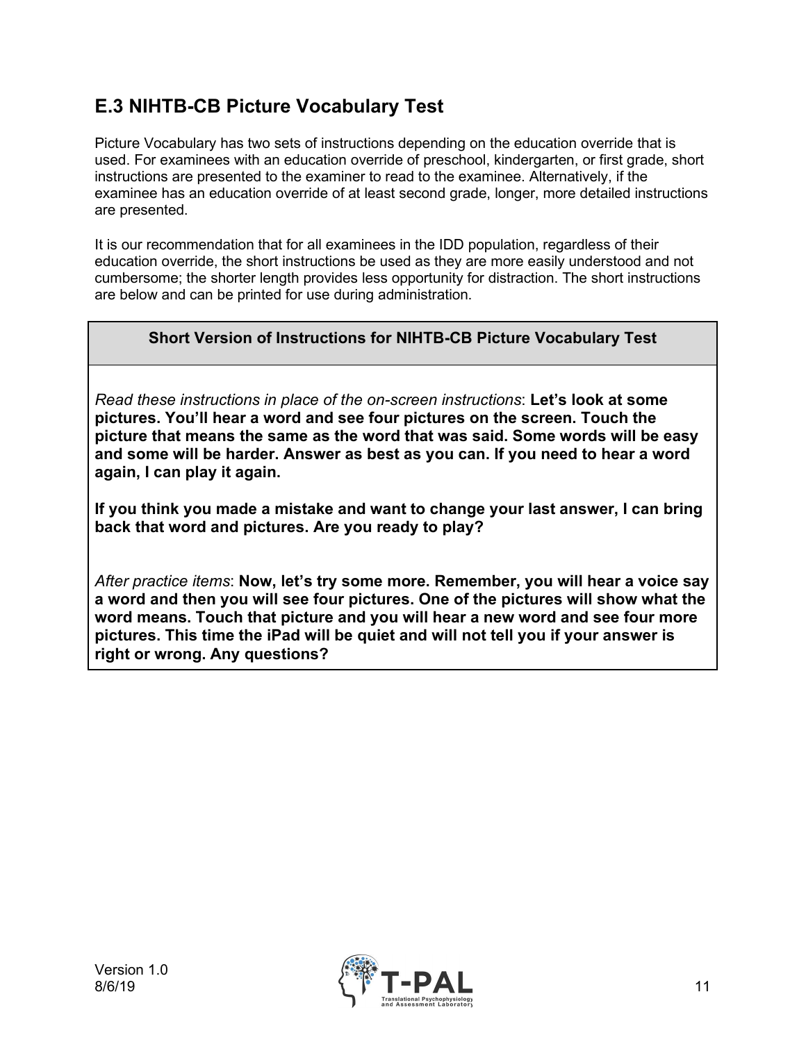## E.3 NIHTB-CB Picture Vocabulary Test

Picture Vocabulary has two sets of instructions depending on the education override that is used. For examinees with an education override of preschool, kindergarten, or first grade, short instructions are presented to the examiner to read to the examinee. Alternatively, if the examinee has an education override of at least second grade, longer, more detailed instructions are presented.

It is our recommendation that for all examinees in the IDD population, regardless of their education override, the short instructions be used as they are more easily understood and not cumbersome; the shorter length provides less opportunity for distraction. The short instructions are below and can be printed for use during administration.

| Short Version of Instructions for NIHTB-CB Picture Vocabulary Test |
| --- |
| *Read these instructions in place of the on-screen instructions*: **Let's look at some pictures. You'll hear a word and see four pictures on the screen. Touch the picture that means the same as the word that was said. Some words will be easy and some will be harder. Answer as best as you can. If you need to hear a word again, I can play it again.**<br><br>**If you think you made a mistake and want to change your last answer, I can bring back that word and pictures. Are you ready to play?**<br><br>*After practice items*: **Now, let's try some more. Remember, you will hear a voice say a word and then you will see four pictures. One of the pictures will show what the word means. Touch that picture and you will hear a new word and see four more pictures. This time the iPad will be quiet and will not tell you if your answer is right or wrong. Any questions?** |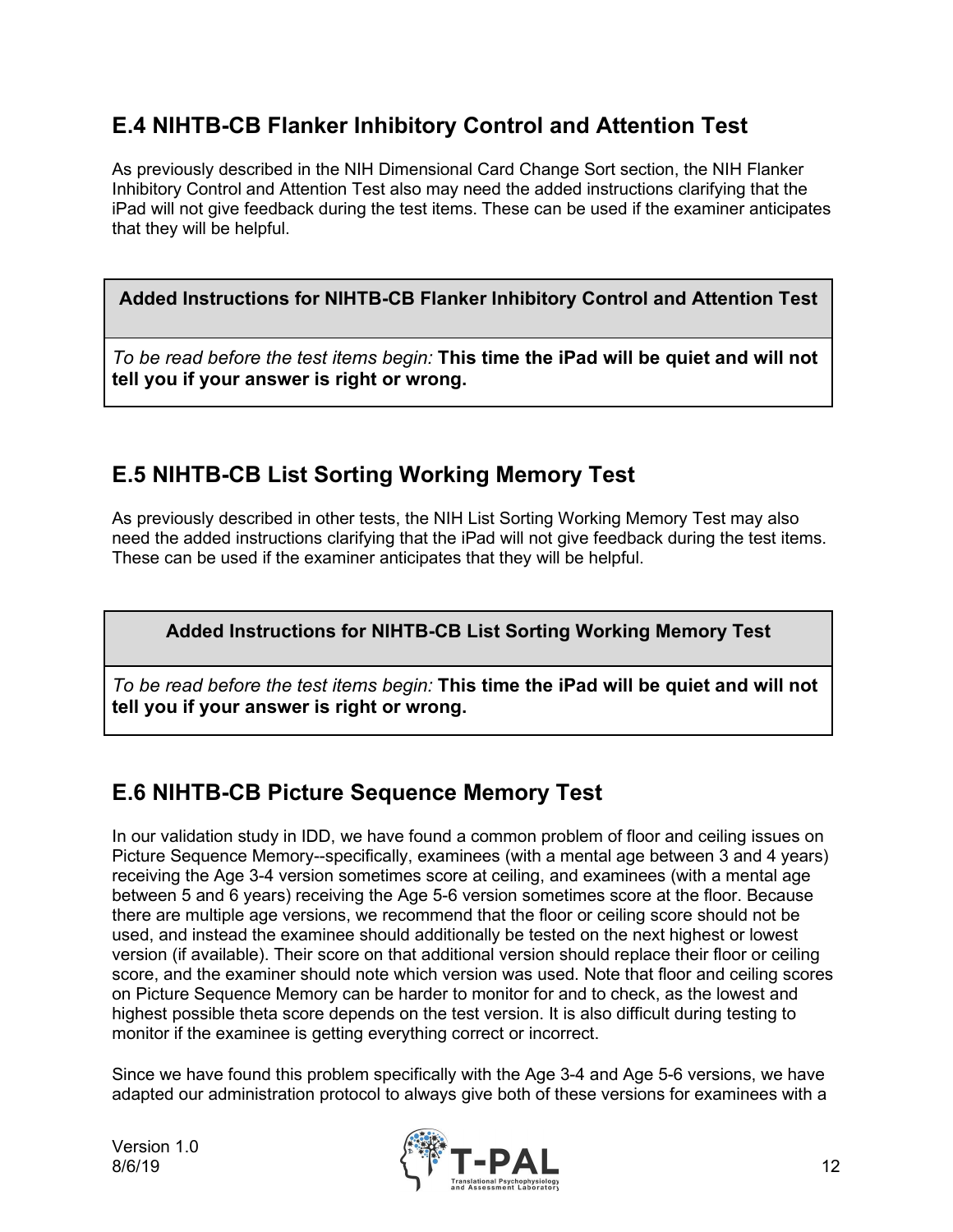## E.4 NIHTB-CB Flanker Inhibitory Control and Attention Test

As previously described in the NIH Dimensional Card Change Sort section, the NIH Flanker Inhibitory Control and Attention Test also may need the added instructions clarifying that the iPad will not give feedback during the test items. These can be used if the examiner anticipates that they will be helpful.

| Added Instructions for NIHTB-CB Flanker Inhibitory Control and Attention Test |
| --- |
| *To be read before the test items begin:* **This time the iPad will be quiet and will not tell you if your answer is right or wrong.** |

## E.5 NIHTB-CB List Sorting Working Memory Test

As previously described in other tests, the NIH List Sorting Working Memory Test may also need the added instructions clarifying that the iPad will not give feedback during the test items. These can be used if the examiner anticipates that they will be helpful.

| Added Instructions for NIHTB-CB List Sorting Working Memory Test |
| --- |
| *To be read before the test items begin:* **This time the iPad will be quiet and will not tell you if your answer is right or wrong.** |

## E.6 NIHTB-CB Picture Sequence Memory Test

In our validation study in IDD, we have found a common problem of floor and ceiling issues on Picture Sequence Memory--specifically, examinees (with a mental age between 3 and 4 years) receiving the Age 3-4 version sometimes score at ceiling, and examinees (with a mental age between 5 and 6 years) receiving the Age 5-6 version sometimes score at the floor. Because there are multiple age versions, we recommend that the floor or ceiling score should not be used, and instead the examinee should additionally be tested on the next highest or lowest version (if available). Their score on that additional version should replace their floor or ceiling score, and the examiner should note which version was used. Note that floor and ceiling scores on Picture Sequence Memory can be harder to monitor for and to check, as the lowest and highest possible theta score depends on the test version. It is also difficult during testing to monitor if the examinee is getting everything correct or incorrect.

Since we have found this problem specifically with the Age 3-4 and Age 5-6 versions, we have adapted our administration protocol to always give both of these versions for examinees with a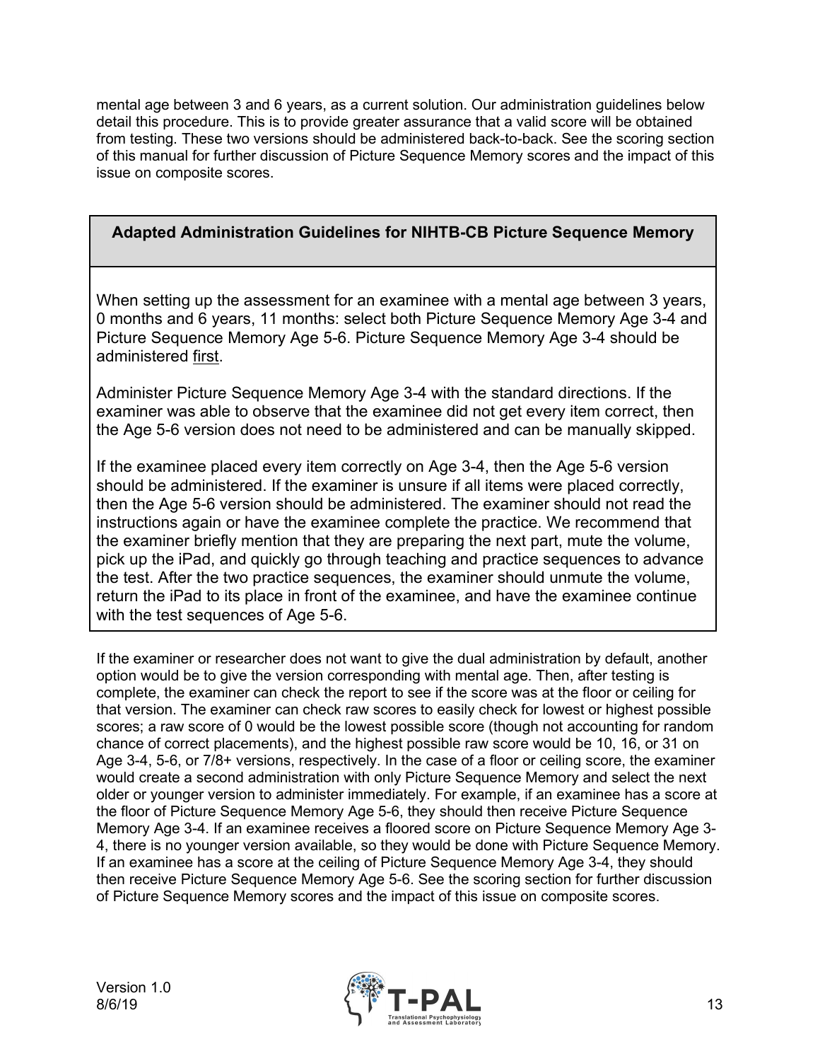mental age between 3 and 6 years, as a current solution. Our administration guidelines below detail this procedure. This is to provide greater assurance that a valid score will be obtained from testing. These two versions should be administered back-to-back. See the scoring section of this manual for further discussion of Picture Sequence Memory scores and the impact of this issue on composite scores.

| **Adapted Administration Guidelines for NIHTB-CB Picture Sequence Memory** |
| --- |
| When setting up the assessment for an examinee with a mental age between 3 years, 0 months and 6 years, 11 months: select both Picture Sequence Memory Age 3-4 and Picture Sequence Memory Age 5-6. Picture Sequence Memory Age 3-4 should be administered <u>first</u>.<br><br>Administer Picture Sequence Memory Age 3-4 with the standard directions. If the examiner was able to observe that the examinee did not get every item correct, then the Age 5-6 version does not need to be administered and can be manually skipped.<br><br>If the examinee placed every item correctly on Age 3-4, then the Age 5-6 version should be administered. If the examiner is unsure if all items were placed correctly, then the Age 5-6 version should be administered. The examiner should not read the instructions again or have the examinee complete the practice. We recommend that the examiner briefly mention that they are preparing the next part, mute the volume, pick up the iPad, and quickly go through teaching and practice sequences to advance the test. After the two practice sequences, the examiner should unmute the volume, return the iPad to its place in front of the examinee, and have the examinee continue with the test sequences of Age 5-6. |

If the examiner or researcher does not want to give the dual administration by default, another option would be to give the version corresponding with mental age. Then, after testing is complete, the examiner can check the report to see if the score was at the floor or ceiling for that version. The examiner can check raw scores to easily check for lowest or highest possible scores; a raw score of 0 would be the lowest possible score (though not accounting for random chance of correct placements), and the highest possible raw score would be 10, 16, or 31 on Age 3-4, 5-6, or 7/8+ versions, respectively. In the case of a floor or ceiling score, the examiner would create a second administration with only Picture Sequence Memory and select the next older or younger version to administer immediately. For example, if an examinee has a score at the floor of Picture Sequence Memory Age 5-6, they should then receive Picture Sequence Memory Age 3-4. If an examinee receives a floored score on Picture Sequence Memory Age 3-4, there is no younger version available, so they would be done with Picture Sequence Memory. If an examinee has a score at the ceiling of Picture Sequence Memory Age 3-4, they should then receive Picture Sequence Memory Age 5-6. See the scoring section for further discussion of Picture Sequence Memory scores and the impact of this issue on composite scores.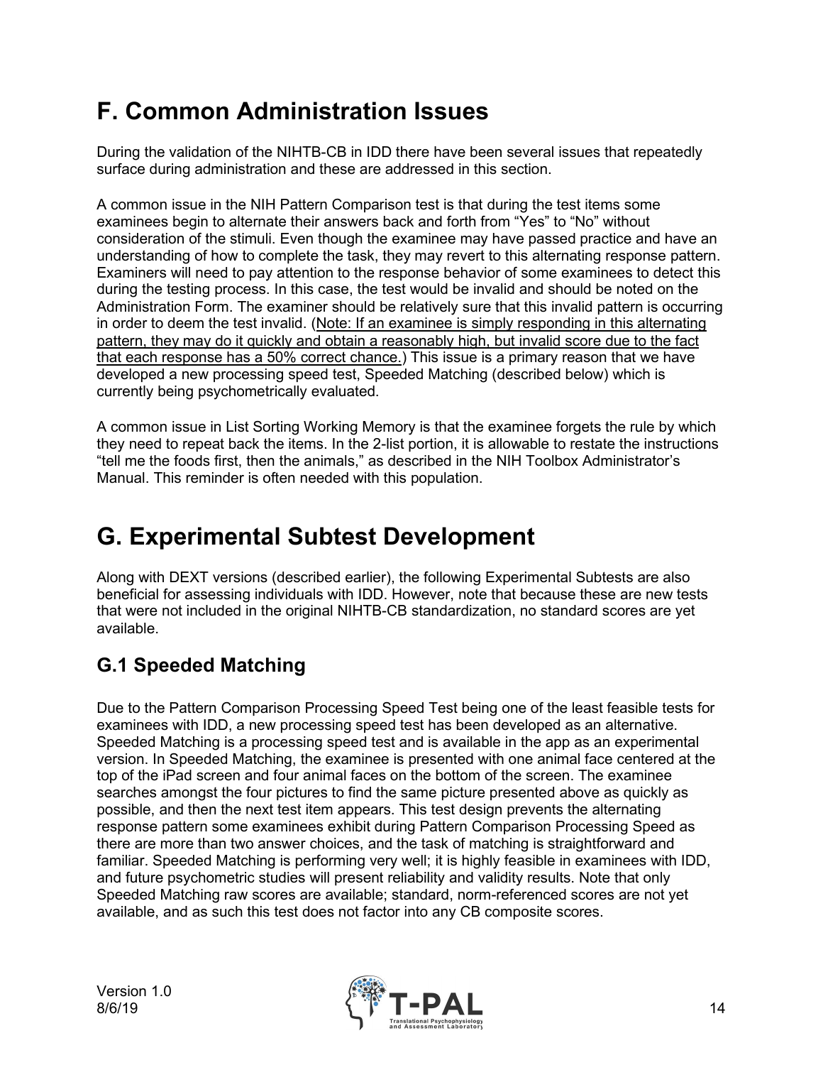# F. Common Administration Issues

During the validation of the NIHTB-CB in IDD there have been several issues that repeatedly surface during administration and these are addressed in this section.

A common issue in the NIH Pattern Comparison test is that during the test items some examinees begin to alternate their answers back and forth from "Yes" to "No" without consideration of the stimuli. Even though the examinee may have passed practice and have an understanding of how to complete the task, they may revert to this alternating response pattern. Examiners will need to pay attention to the response behavior of some examinees to detect this during the testing process. In this case, the test would be invalid and should be noted on the Administration Form. The examiner should be relatively sure that this invalid pattern is occurring in order to deem the test invalid. (<u>Note: If an examinee is simply responding in this alternating pattern, they may do it quickly and obtain a reasonably high, but invalid score due to the fact that each response has a 50% correct chance.</u>) This issue is a primary reason that we have developed a new processing speed test, Speeded Matching (described below) which is currently being psychometrically evaluated.

A common issue in List Sorting Working Memory is that the examinee forgets the rule by which they need to repeat back the items. In the 2-list portion, it is allowable to restate the instructions "tell me the foods first, then the animals," as described in the NIH Toolbox Administrator's Manual. This reminder is often needed with this population.

# G. Experimental Subtest Development

Along with DEXT versions (described earlier), the following Experimental Subtests are also beneficial for assessing individuals with IDD. However, note that because these are new tests that were not included in the original NIHTB-CB standardization, no standard scores are yet available.

## G.1 Speeded Matching

Due to the Pattern Comparison Processing Speed Test being one of the least feasible tests for examinees with IDD, a new processing speed test has been developed as an alternative. Speeded Matching is a processing speed test and is available in the app as an experimental version. In Speeded Matching, the examinee is presented with one animal face centered at the top of the iPad screen and four animal faces on the bottom of the screen. The examinee searches amongst the four pictures to find the same picture presented above as quickly as possible, and then the next test item appears. This test design prevents the alternating response pattern some examinees exhibit during Pattern Comparison Processing Speed as there are more than two answer choices, and the task of matching is straightforward and familiar. Speeded Matching is performing very well; it is highly feasible in examinees with IDD, and future psychometric studies will present reliability and validity results. Note that only Speeded Matching raw scores are available; standard, norm-referenced scores are not yet available, and as such this test does not factor into any CB composite scores.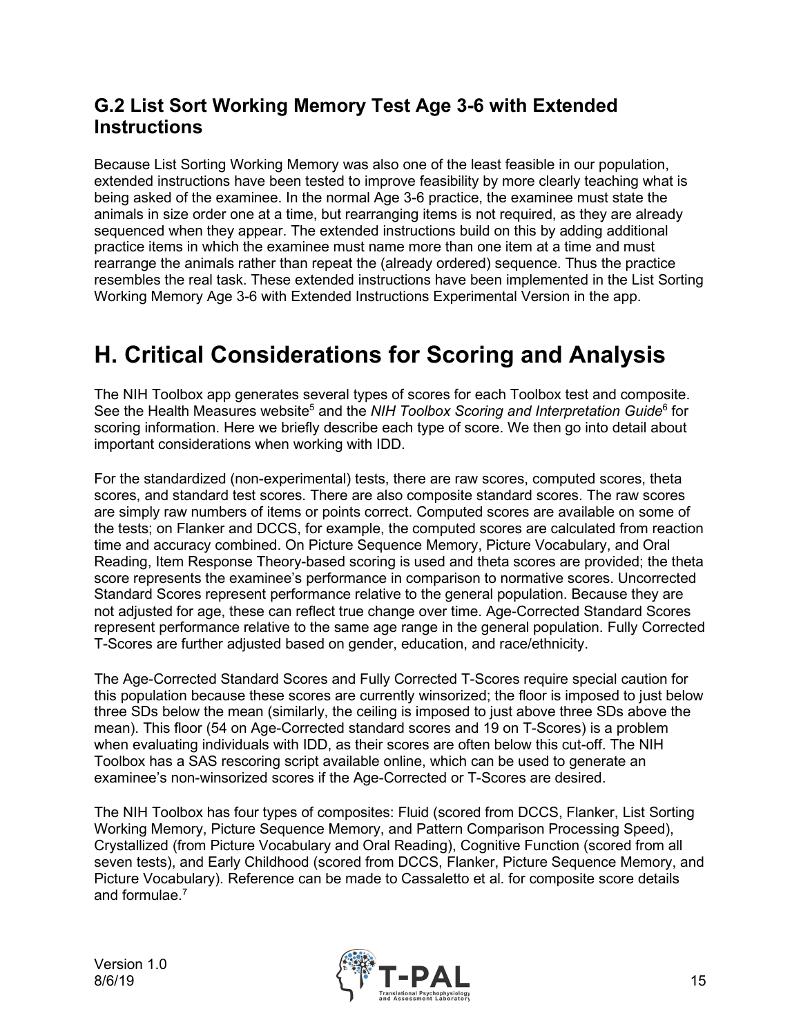## G.2 List Sort Working Memory Test Age 3-6 with Extended Instructions

Because List Sorting Working Memory was also one of the least feasible in our population, extended instructions have been tested to improve feasibility by more clearly teaching what is being asked of the examinee. In the normal Age 3-6 practice, the examinee must state the animals in size order one at a time, but rearranging items is not required, as they are already sequenced when they appear. The extended instructions build on this by adding additional practice items in which the examinee must name more than one item at a time and must rearrange the animals rather than repeat the (already ordered) sequence. Thus the practice resembles the real task. These extended instructions have been implemented in the List Sorting Working Memory Age 3-6 with Extended Instructions Experimental Version in the app.

# H. Critical Considerations for Scoring and Analysis

The NIH Toolbox app generates several types of scores for each Toolbox test and composite. See the Health Measures website[5] and the *NIH Toolbox Scoring and Interpretation Guide*[6] for scoring information. Here we briefly describe each type of score. We then go into detail about important considerations when working with IDD.

For the standardized (non-experimental) tests, there are raw scores, computed scores, theta scores, and standard test scores. There are also composite standard scores. The raw scores are simply raw numbers of items or points correct. Computed scores are available on some of the tests; on Flanker and DCCS, for example, the computed scores are calculated from reaction time and accuracy combined. On Picture Sequence Memory, Picture Vocabulary, and Oral Reading, Item Response Theory-based scoring is used and theta scores are provided; the theta score represents the examinee's performance in comparison to normative scores. Uncorrected Standard Scores represent performance relative to the general population. Because they are not adjusted for age, these can reflect true change over time. Age-Corrected Standard Scores represent performance relative to the same age range in the general population. Fully Corrected T-Scores are further adjusted based on gender, education, and race/ethnicity.

The Age-Corrected Standard Scores and Fully Corrected T-Scores require special caution for this population because these scores are currently winsorized; the floor is imposed to just below three SDs below the mean (similarly, the ceiling is imposed to just above three SDs above the mean). This floor (54 on Age-Corrected standard scores and 19 on T-Scores) is a problem when evaluating individuals with IDD, as their scores are often below this cut-off. The NIH Toolbox has a SAS rescoring script available online, which can be used to generate an examinee's non-winsorized scores if the Age-Corrected or T-Scores are desired.

The NIH Toolbox has four types of composites: Fluid (scored from DCCS, Flanker, List Sorting Working Memory, Picture Sequence Memory, and Pattern Comparison Processing Speed), Crystallized (from Picture Vocabulary and Oral Reading), Cognitive Function (scored from all seven tests), and Early Childhood (scored from DCCS, Flanker, Picture Sequence Memory, and Picture Vocabulary). Reference can be made to Cassaletto et al. for composite score details and formulae.[7]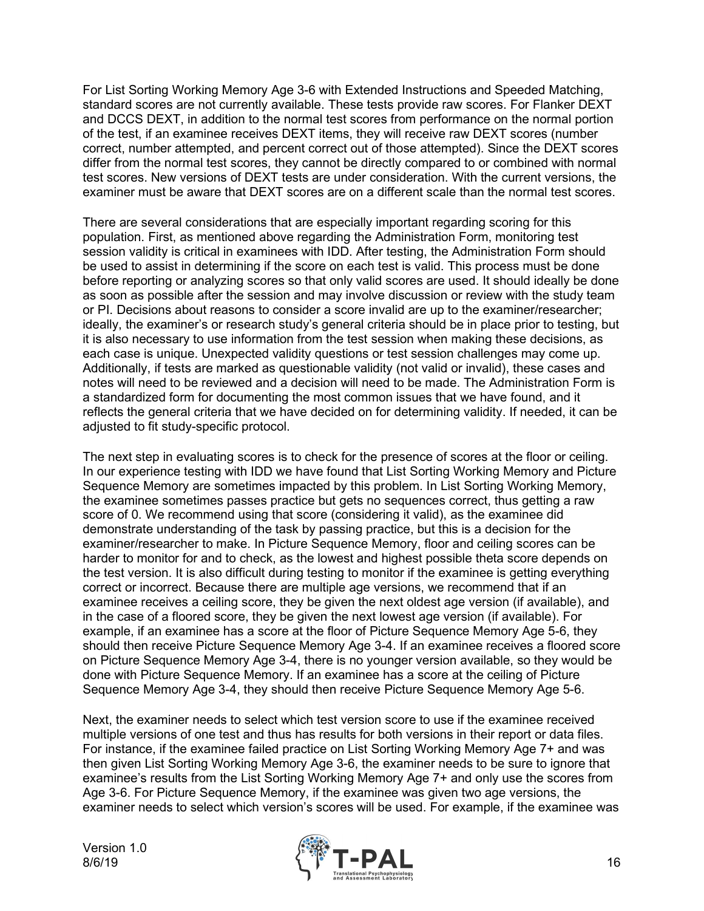For List Sorting Working Memory Age 3-6 with Extended Instructions and Speeded Matching, standard scores are not currently available. These tests provide raw scores. For Flanker DEXT and DCCS DEXT, in addition to the normal test scores from performance on the normal portion of the test, if an examinee receives DEXT items, they will receive raw DEXT scores (number correct, number attempted, and percent correct out of those attempted). Since the DEXT scores differ from the normal test scores, they cannot be directly compared to or combined with normal test scores. New versions of DEXT tests are under consideration. With the current versions, the examiner must be aware that DEXT scores are on a different scale than the normal test scores.

There are several considerations that are especially important regarding scoring for this population. First, as mentioned above regarding the Administration Form, monitoring test session validity is critical in examinees with IDD. After testing, the Administration Form should be used to assist in determining if the score on each test is valid. This process must be done before reporting or analyzing scores so that only valid scores are used. It should ideally be done as soon as possible after the session and may involve discussion or review with the study team or PI. Decisions about reasons to consider a score invalid are up to the examiner/researcher; ideally, the examiner's or research study's general criteria should be in place prior to testing, but it is also necessary to use information from the test session when making these decisions, as each case is unique. Unexpected validity questions or test session challenges may come up. Additionally, if tests are marked as questionable validity (not valid or invalid), these cases and notes will need to be reviewed and a decision will need to be made. The Administration Form is a standardized form for documenting the most common issues that we have found, and it reflects the general criteria that we have decided on for determining validity. If needed, it can be adjusted to fit study-specific protocol.

The next step in evaluating scores is to check for the presence of scores at the floor or ceiling. In our experience testing with IDD we have found that List Sorting Working Memory and Picture Sequence Memory are sometimes impacted by this problem. In List Sorting Working Memory, the examinee sometimes passes practice but gets no sequences correct, thus getting a raw score of 0. We recommend using that score (considering it valid), as the examinee did demonstrate understanding of the task by passing practice, but this is a decision for the examiner/researcher to make. In Picture Sequence Memory, floor and ceiling scores can be harder to monitor for and to check, as the lowest and highest possible theta score depends on the test version. It is also difficult during testing to monitor if the examinee is getting everything correct or incorrect. Because there are multiple age versions, we recommend that if an examinee receives a ceiling score, they be given the next oldest age version (if available), and in the case of a floored score, they be given the next lowest age version (if available). For example, if an examinee has a score at the floor of Picture Sequence Memory Age 5-6, they should then receive Picture Sequence Memory Age 3-4. If an examinee receives a floored score on Picture Sequence Memory Age 3-4, there is no younger version available, so they would be done with Picture Sequence Memory. If an examinee has a score at the ceiling of Picture Sequence Memory Age 3-4, they should then receive Picture Sequence Memory Age 5-6.

Next, the examiner needs to select which test version score to use if the examinee received multiple versions of one test and thus has results for both versions in their report or data files. For instance, if the examinee failed practice on List Sorting Working Memory Age 7+ and was then given List Sorting Working Memory Age 3-6, the examiner needs to be sure to ignore that examinee's results from the List Sorting Working Memory Age 7+ and only use the scores from Age 3-6. For Picture Sequence Memory, if the examinee was given two age versions, the examiner needs to select which version's scores will be used. For example, if the examinee was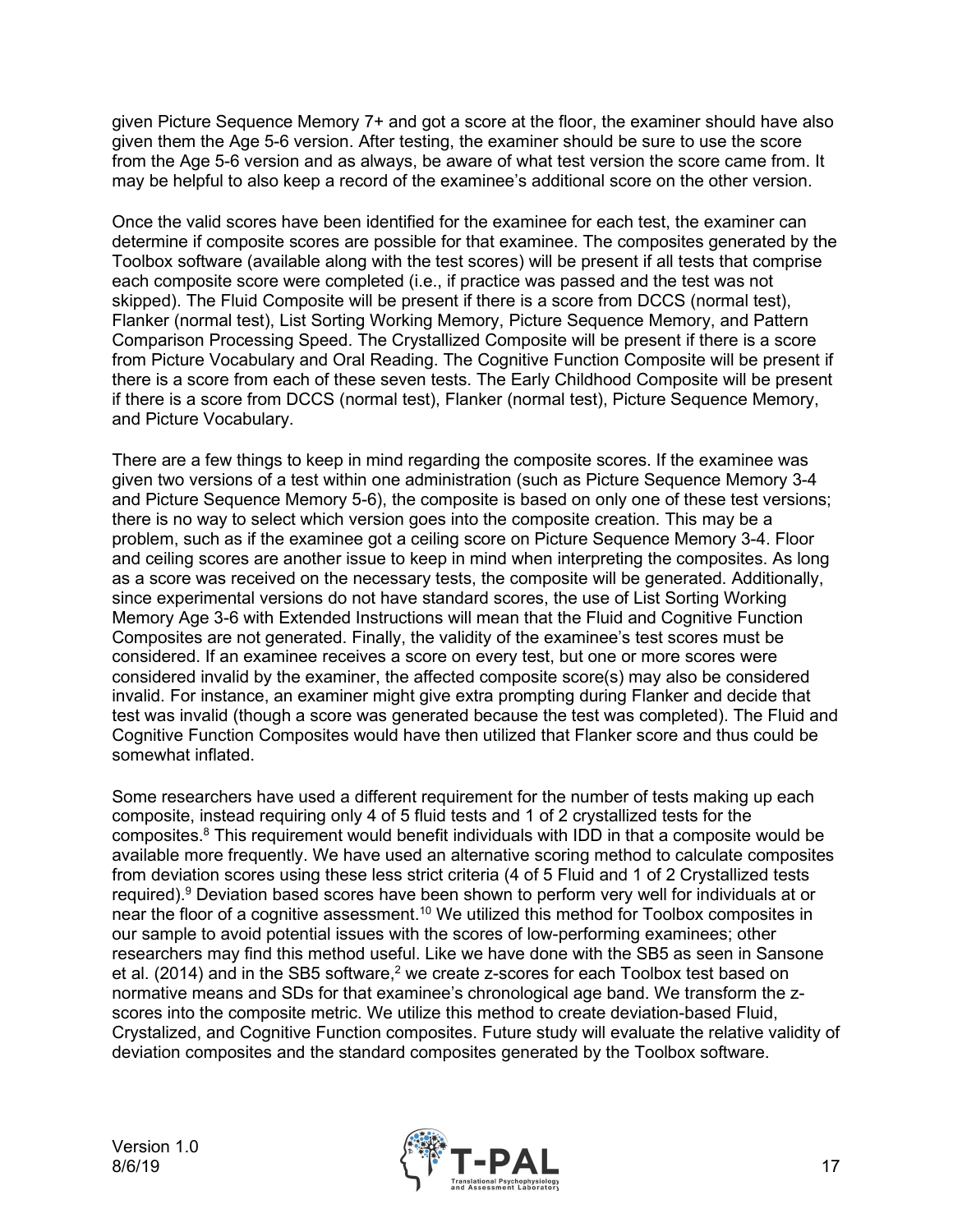given Picture Sequence Memory 7+ and got a score at the floor, the examiner should have also given them the Age 5-6 version. After testing, the examiner should be sure to use the score from the Age 5-6 version and as always, be aware of what test version the score came from. It may be helpful to also keep a record of the examinee's additional score on the other version.

Once the valid scores have been identified for the examinee for each test, the examiner can determine if composite scores are possible for that examinee. The composites generated by the Toolbox software (available along with the test scores) will be present if all tests that comprise each composite score were completed (i.e., if practice was passed and the test was not skipped). The Fluid Composite will be present if there is a score from DCCS (normal test), Flanker (normal test), List Sorting Working Memory, Picture Sequence Memory, and Pattern Comparison Processing Speed. The Crystallized Composite will be present if there is a score from Picture Vocabulary and Oral Reading. The Cognitive Function Composite will be present if there is a score from each of these seven tests. The Early Childhood Composite will be present if there is a score from DCCS (normal test), Flanker (normal test), Picture Sequence Memory, and Picture Vocabulary.

There are a few things to keep in mind regarding the composite scores. If the examinee was given two versions of a test within one administration (such as Picture Sequence Memory 3-4 and Picture Sequence Memory 5-6), the composite is based on only one of these test versions; there is no way to select which version goes into the composite creation. This may be a problem, such as if the examinee got a ceiling score on Picture Sequence Memory 3-4. Floor and ceiling scores are another issue to keep in mind when interpreting the composites. As long as a score was received on the necessary tests, the composite will be generated. Additionally, since experimental versions do not have standard scores, the use of List Sorting Working Memory Age 3-6 with Extended Instructions will mean that the Fluid and Cognitive Function Composites are not generated. Finally, the validity of the examinee's test scores must be considered. If an examinee receives a score on every test, but one or more scores were considered invalid by the examiner, the affected composite score(s) may also be considered invalid. For instance, an examiner might give extra prompting during Flanker and decide that test was invalid (though a score was generated because the test was completed). The Fluid and Cognitive Function Composites would have then utilized that Flanker score and thus could be somewhat inflated.

Some researchers have used a different requirement for the number of tests making up each composite, instead requiring only 4 of 5 fluid tests and 1 of 2 crystallized tests for the composites.[8] This requirement would benefit individuals with IDD in that a composite would be available more frequently. We have used an alternative scoring method to calculate composites from deviation scores using these less strict criteria (4 of 5 Fluid and 1 of 2 Crystallized tests required).[9] Deviation based scores have been shown to perform very well for individuals at or near the floor of a cognitive assessment.[10] We utilized this method for Toolbox composites in our sample to avoid potential issues with the scores of low-performing examinees; other researchers may find this method useful. Like we have done with the SB5 as seen in Sansone et al. (2014) and in the SB5 software,[2] we create z-scores for each Toolbox test based on normative means and SDs for that examinee's chronological age band. We transform the z-scores into the composite metric. We utilize this method to create deviation-based Fluid, Crystalized, and Cognitive Function composites. Future study will evaluate the relative validity of deviation composites and the standard composites generated by the Toolbox software.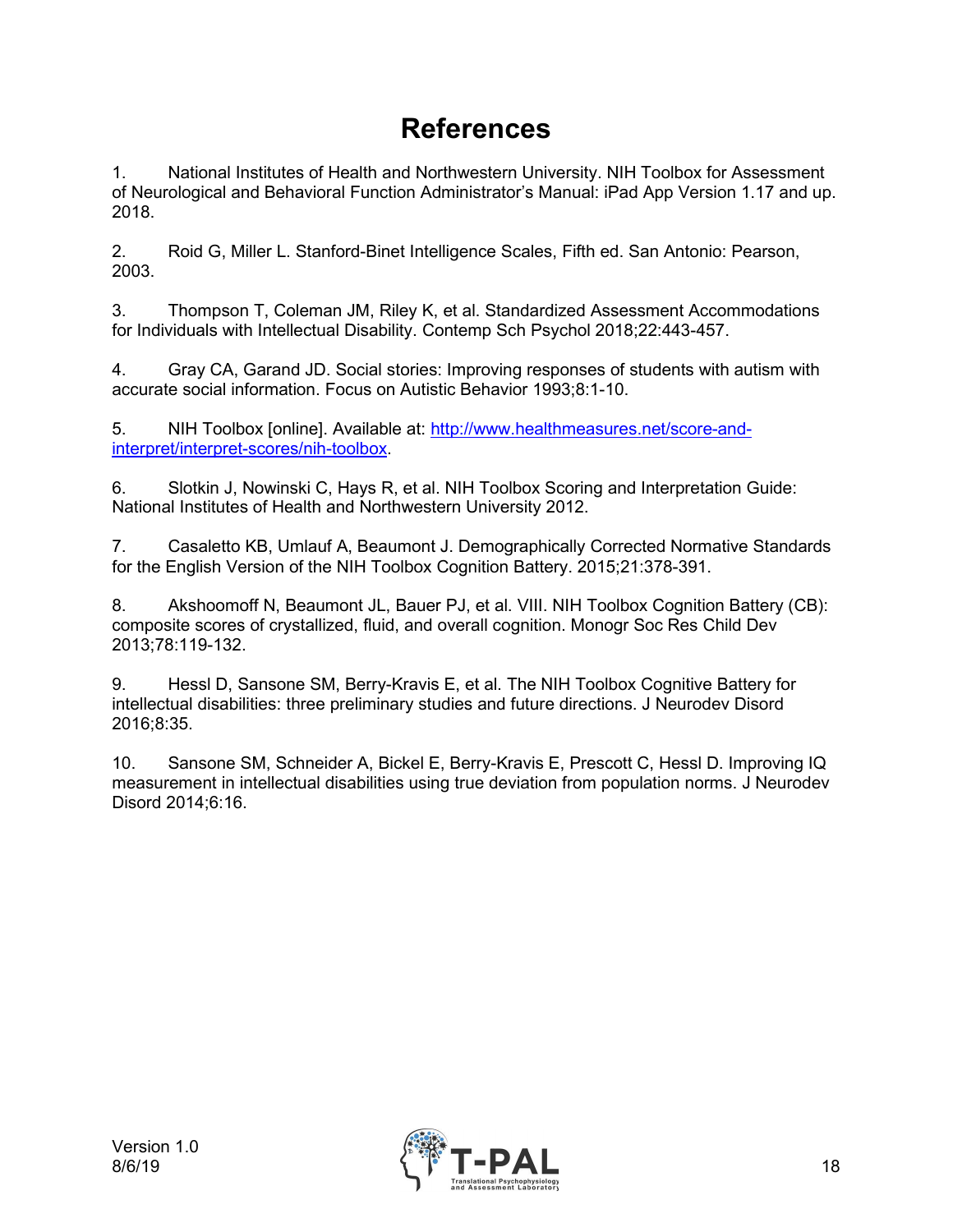# References

1. National Institutes of Health and Northwestern University. NIH Toolbox for Assessment of Neurological and Behavioral Function Administrator's Manual: iPad App Version 1.17 and up. 2018.

2. Roid G, Miller L. Stanford-Binet Intelligence Scales, Fifth ed. San Antonio: Pearson, 2003.

3. Thompson T, Coleman JM, Riley K, et al. Standardized Assessment Accommodations for Individuals with Intellectual Disability. Contemp Sch Psychol 2018;22:443-457.

4. Gray CA, Garand JD. Social stories: Improving responses of students with autism with accurate social information. Focus on Autistic Behavior 1993;8:1-10.

5. NIH Toolbox [online]. Available at: [http://www.healthmeasures.net/score-and-interpret/interpret-scores/nih-toolbox](http://www.healthmeasures.net/score-and-interpret/interpret-scores/nih-toolbox).

6. Slotkin J, Nowinski C, Hays R, et al. NIH Toolbox Scoring and Interpretation Guide: National Institutes of Health and Northwestern University 2012.

7. Casaletto KB, Umlauf A, Beaumont J. Demographically Corrected Normative Standards for the English Version of the NIH Toolbox Cognition Battery. 2015;21:378-391.

8. Akshoomoff N, Beaumont JL, Bauer PJ, et al. VIII. NIH Toolbox Cognition Battery (CB): composite scores of crystallized, fluid, and overall cognition. Monogr Soc Res Child Dev 2013;78:119-132.

9. Hessl D, Sansone SM, Berry-Kravis E, et al. The NIH Toolbox Cognitive Battery for intellectual disabilities: three preliminary studies and future directions. J Neurodev Disord 2016;8:35.

10. Sansone SM, Schneider A, Bickel E, Berry-Kravis E, Prescott C, Hessl D. Improving IQ measurement in intellectual disabilities using true deviation from population norms. J Neurodev Disord 2014;6:16.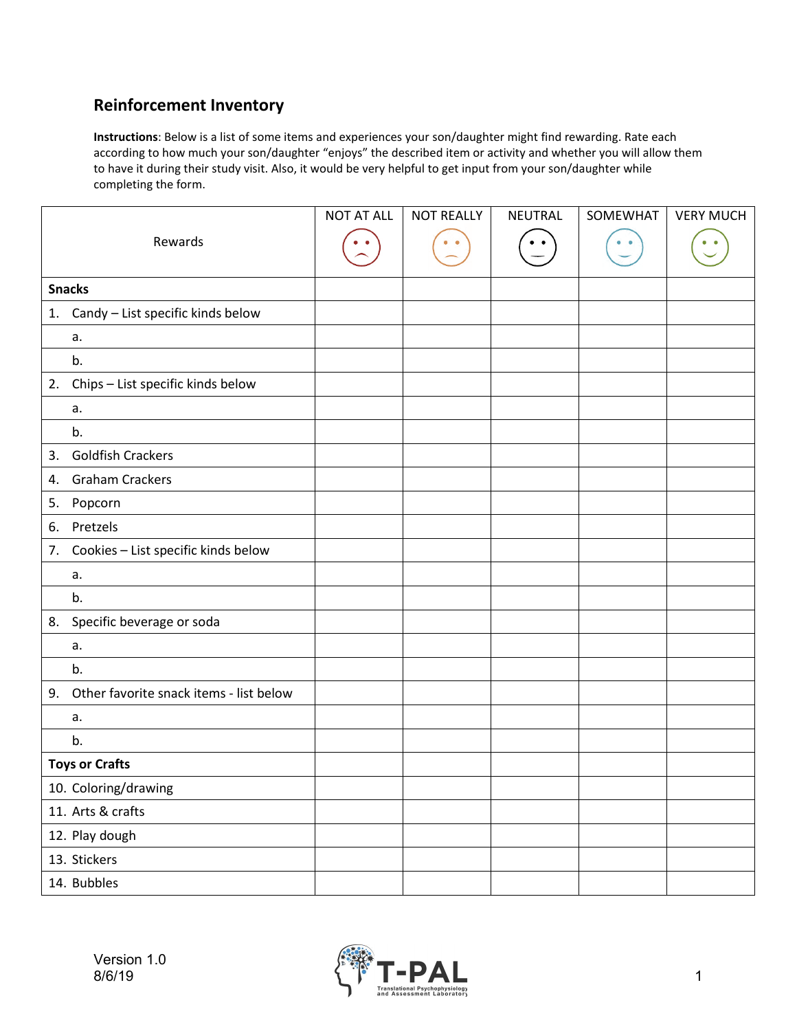## Reinforcement Inventory

**Instructions**: Below is a list of some items and experiences your son/daughter might find rewarding. Rate each according to how much your son/daughter "enjoys" the described item or activity and whether you will allow them to have it during their study visit. Also, it would be very helpful to get input from your son/daughter while completing the form.

| Rewards | NOT AT ALL | NOT REALLY | NEUTRAL | SOMEWHAT | VERY MUCH |
|---|---|---|---|---|---|
| **Snacks** | | | | | |
| 1. Candy – List specific kinds below | | | | | |
| a. | | | | | |
| b. | | | | | |
| 2. Chips – List specific kinds below | | | | | |
| a. | | | | | |
| b. | | | | | |
| 3. Goldfish Crackers | | | | | |
| 4. Graham Crackers | | | | | |
| 5. Popcorn | | | | | |
| 6. Pretzels | | | | | |
| 7. Cookies – List specific kinds below | | | | | |
| a. | | | | | |
| b. | | | | | |
| 8. Specific beverage or soda | | | | | |
| a. | | | | | |
| b. | | | | | |
| 9. Other favorite snack items - list below | | | | | |
| a. | | | | | |
| b. | | | | | |
| **Toys or Crafts** | | | | | |
| 10. Coloring/drawing | | | | | |
| 11. Arts & crafts | | | | | |
| 12. Play dough | | | | | |
| 13. Stickers | | | | | |
| 14. Bubbles | | | | | |

Version 1.0
8/6/19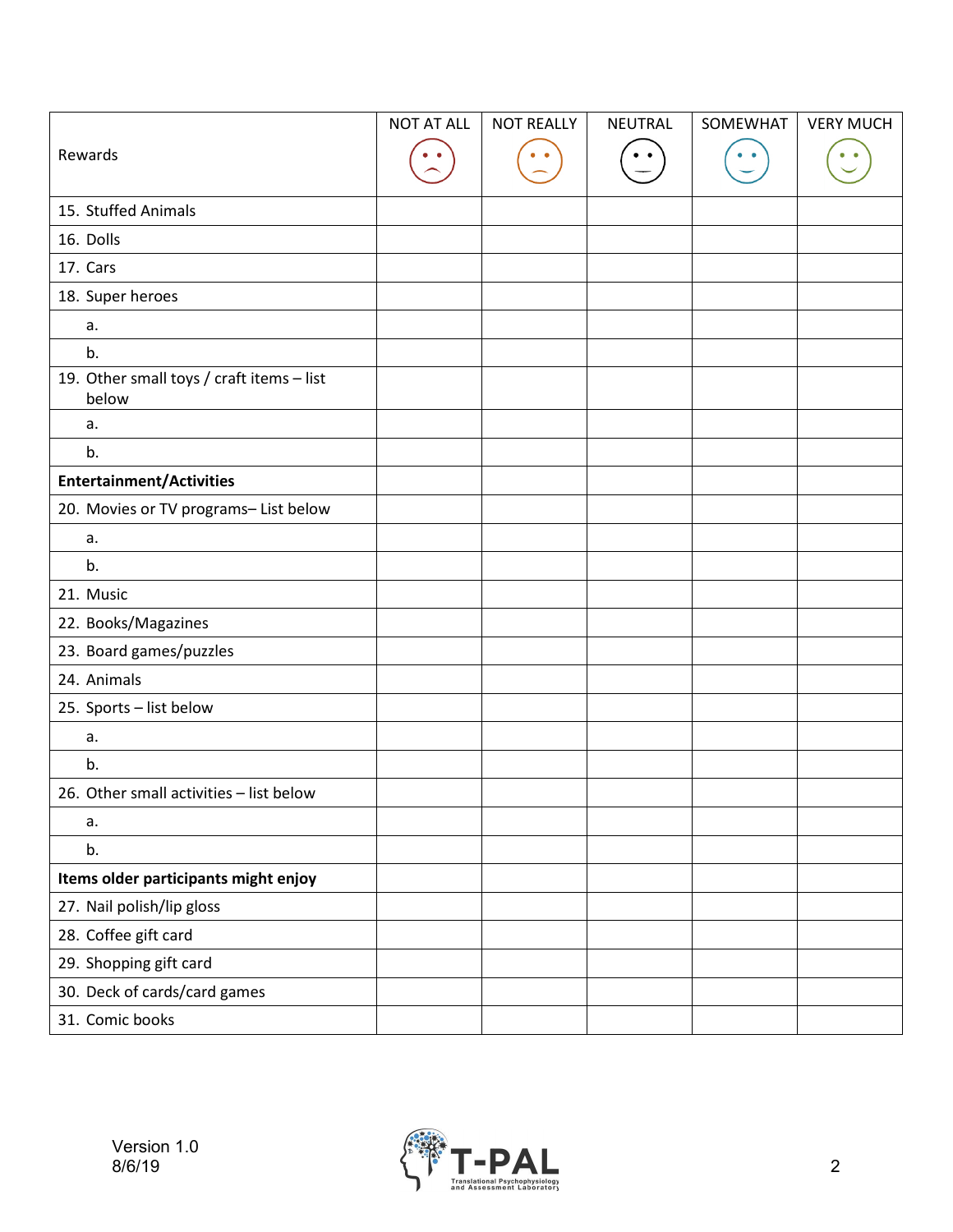| Rewards | NOT AT ALL | NOT REALLY | NEUTRAL | SOMEWHAT | VERY MUCH |
|---|---|---|---|---|---|
| 15. Stuffed Animals | | | | | |
| 16. Dolls | | | | | |
| 17. Cars | | | | | |
| 18. Super heroes | | | | | |
| a. | | | | | |
| b. | | | | | |
| 19. Other small toys / craft items – list below | | | | | |
| a. | | | | | |
| b. | | | | | |
| **Entertainment/Activities** | | | | | |
| 20. Movies or TV programs– List below | | | | | |
| a. | | | | | |
| b. | | | | | |
| 21. Music | | | | | |
| 22. Books/Magazines | | | | | |
| 23. Board games/puzzles | | | | | |
| 24. Animals | | | | | |
| 25. Sports – list below | | | | | |
| a. | | | | | |
| b. | | | | | |
| 26. Other small activities – list below | | | | | |
| a. | | | | | |
| b. | | | | | |
| **Items older participants might enjoy** | | | | | |
| 27. Nail polish/lip gloss | | | | | |
| 28. Coffee gift card | | | | | |
| 29. Shopping gift card | | | | | |
| 30. Deck of cards/card games | | | | | |
| 31. Comic books | | | | | |

Version 1.0
8/6/19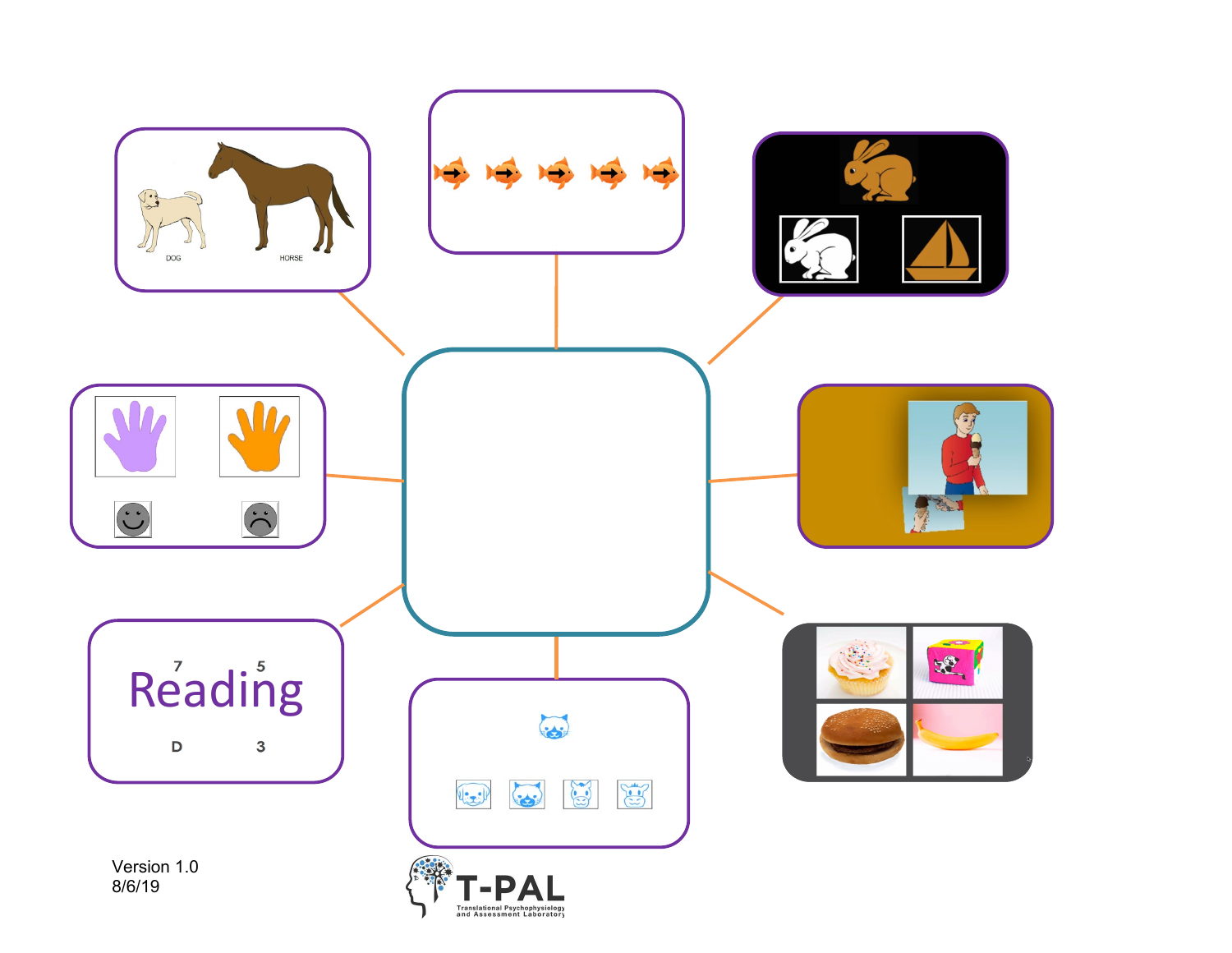Version 1.0
8/6/19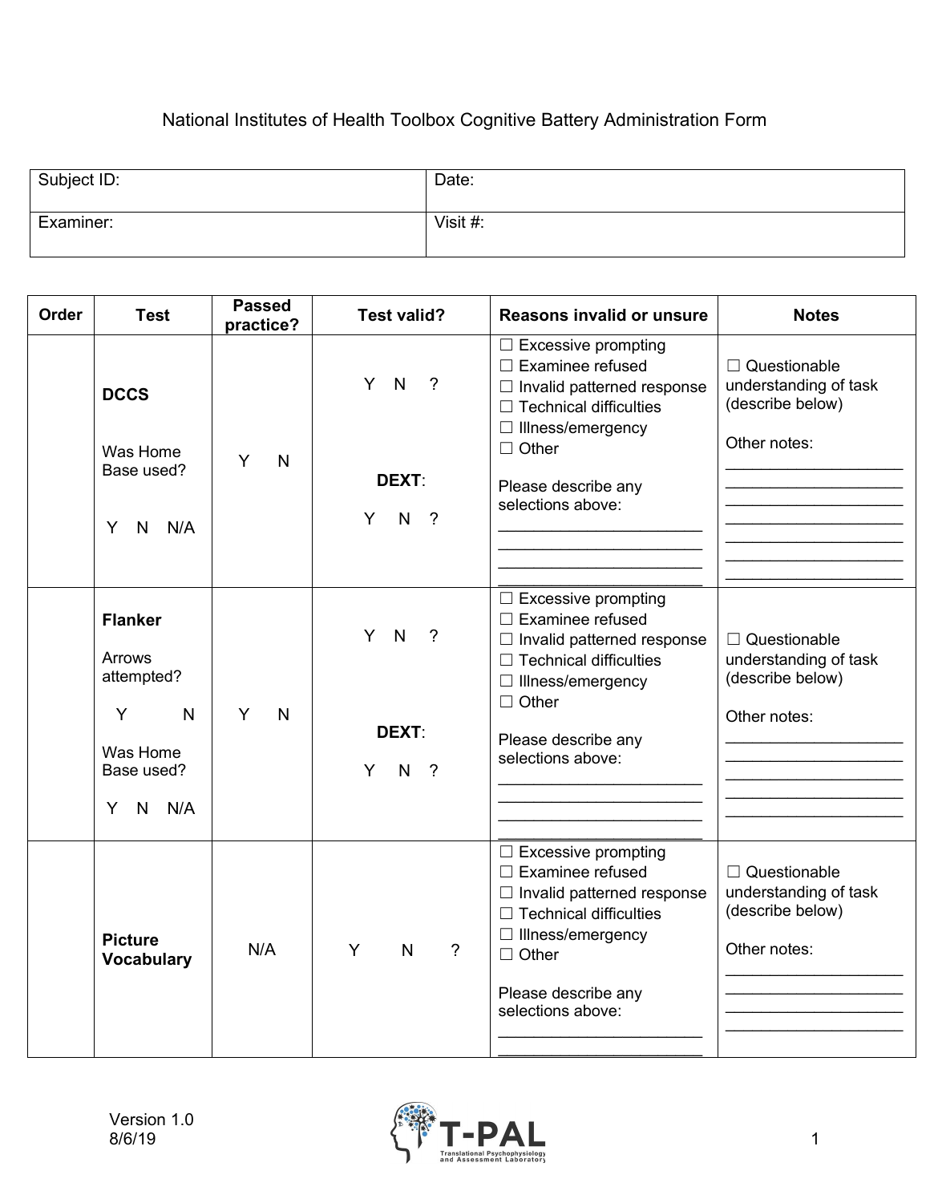National Institutes of Health Toolbox Cognitive Battery Administration Form

| Subject ID: | Date: |
|---|---|
| Examiner: | Visit #: |

| Order | Test | Passed practice? | Test valid? | Reasons invalid or unsure | Notes |
|---|---|---|---|---|---|
| | **DCCS**<br><br>Was Home Base used?<br><br>Y N N/A | Y N | Y N ?<br><br>**DEXT**:<br><br>Y N ? | ☐ Excessive prompting<br>☐ Examinee refused<br>☐ Invalid patterned response<br>☐ Technical difficulties<br>☐ Illness/emergency<br>☐ Other<br><br>Please describe any selections above:<br>________________________<br>________________________<br>________________________<br>________________________ | ☐ Questionable understanding of task (describe below)<br><br>Other notes:<br>____________________<br>____________________<br>____________________<br>____________________<br>____________________<br>____________________<br>____________________ |
| | **Flanker**<br><br>Arrows attempted?<br><br>Y N<br><br>Was Home Base used?<br><br>Y N N/A | Y N | Y N ?<br><br>**DEXT**:<br><br>Y N ? | ☐ Excessive prompting<br>☐ Examinee refused<br>☐ Invalid patterned response<br>☐ Technical difficulties<br>☐ Illness/emergency<br>☐ Other<br><br>Please describe any selections above:<br>________________________<br>________________________<br>________________________<br>________________________ | ☐ Questionable understanding of task (describe below)<br><br>Other notes:<br>____________________<br>____________________<br>____________________<br>____________________<br>____________________ |
| | **Picture Vocabulary** | N/A | Y N ? | ☐ Excessive prompting<br>☐ Examinee refused<br>☐ Invalid patterned response<br>☐ Technical difficulties<br>☐ Illness/emergency<br>☐ Other<br><br>Please describe any selections above:<br>________________________<br>________________________ | ☐ Questionable understanding of task (describe below)<br><br>Other notes:<br>____________________<br>____________________<br>____________________<br>____________________ |

Version 1.0
8/6/19

T-PAL
Translational Psychophysiology and Assessment Laboratory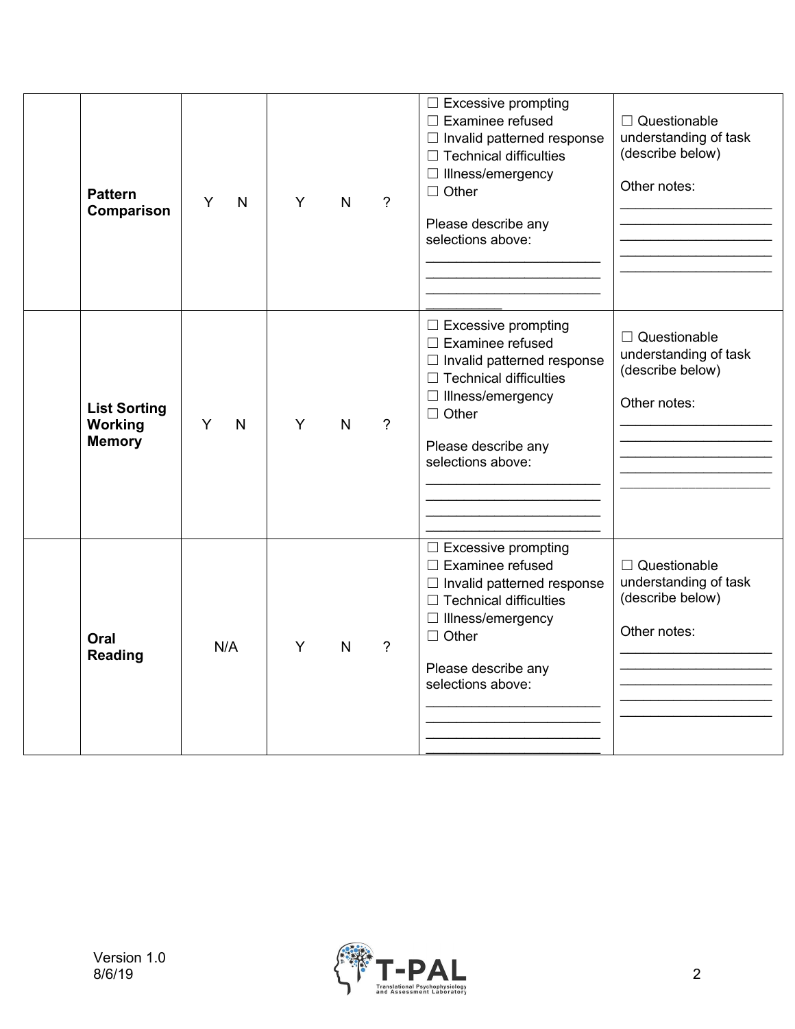| | | | | | |
|---|---|---|---|---|---|
| | **Pattern Comparison** | Y N | Y N ? | ☐ Excessive prompting<br>☐ Examinee refused<br>☐ Invalid patterned response<br>☐ Technical difficulties<br>☐ Illness/emergency<br>☐ Other<br><br>Please describe any selections above:<br>______________________<br>______________________<br>______________________<br>__________ | ☐ Questionable understanding of task (describe below)<br><br>Other notes:<br>___________________<br>___________________<br>___________________<br>___________________<br>___________________ |
| | **List Sorting Working Memory** | Y N | Y N ? | ☐ Excessive prompting<br>☐ Examinee refused<br>☐ Invalid patterned response<br>☐ Technical difficulties<br>☐ Illness/emergency<br>☐ Other<br><br>Please describe any selections above:<br>______________________<br>______________________<br>______________________<br>______________________ | ☐ Questionable understanding of task (describe below)<br><br>Other notes:<br>___________________<br>___________________<br>___________________<br>___________________<br>___________________ |
| | **Oral Reading** | N/A | Y N ? | ☐ Excessive prompting<br>☐ Examinee refused<br>☐ Invalid patterned response<br>☐ Technical difficulties<br>☐ Illness/emergency<br>☐ Other<br><br>Please describe any selections above:<br>______________________<br>______________________<br>______________________<br>______________________ | ☐ Questionable understanding of task (describe below)<br><br>Other notes:<br>___________________<br>___________________<br>___________________<br>___________________<br>___________________ |

Version 1.0
8/6/19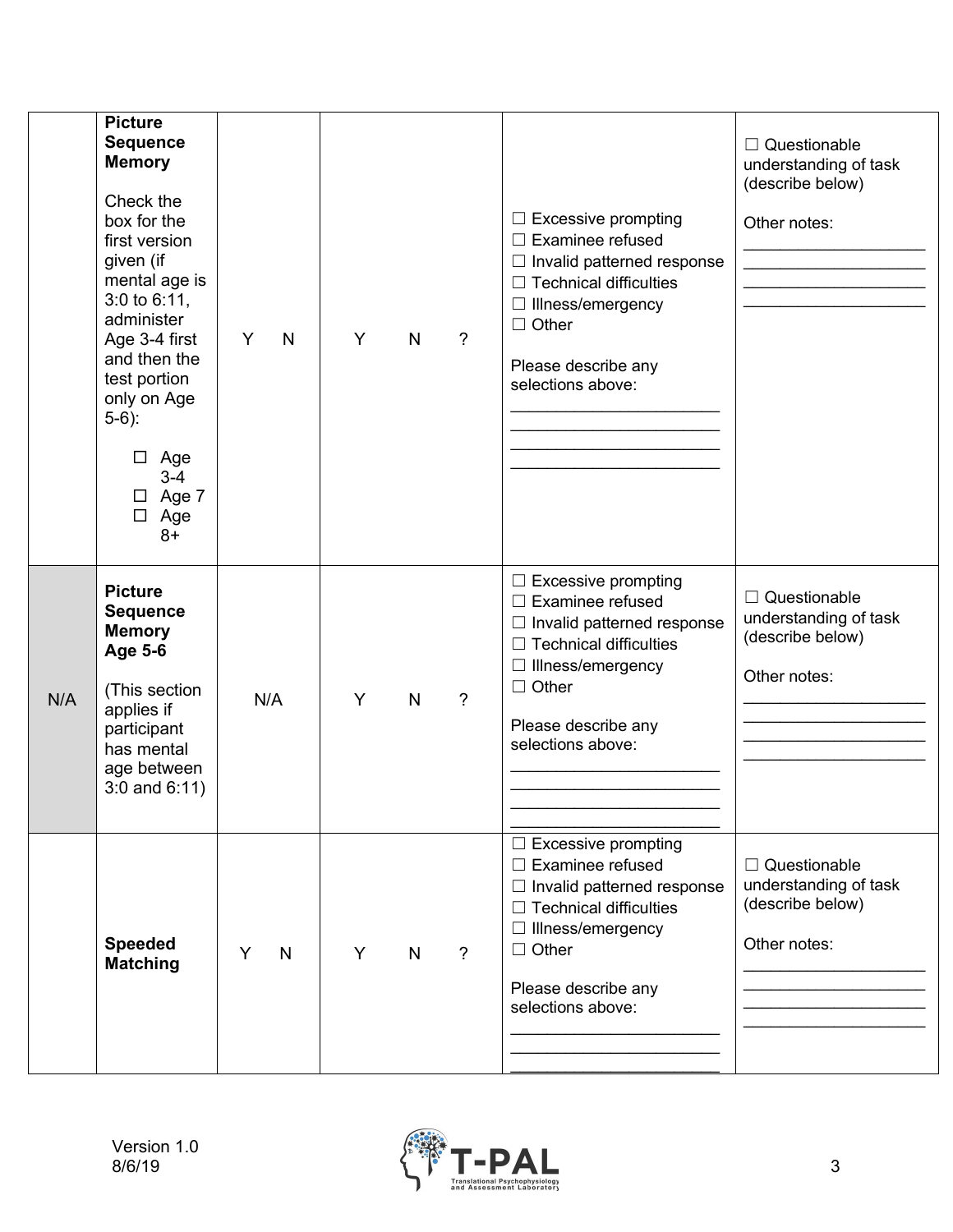| | | | | | |
|---|---|---|---|---|---|
| | **Picture Sequence Memory**<br><br>Check the box for the first version given (if mental age is 3:0 to 6:11, administer Age 3-4 first and then the test portion only on Age 5-6):<br><br>☐ Age 3-4<br>☐ Age 7<br>☐ Age 8+ | Y N | Y N ? | ☐ Excessive prompting<br>☐ Examinee refused<br>☐ Invalid patterned response<br>☐ Technical difficulties<br>☐ Illness/emergency<br>☐ Other<br><br>Please describe any selections above:<br>\_\_\_\_\_\_\_\_\_\_\_\_\_\_\_\_\_\_\_\_\_\_\_\_<br>\_\_\_\_\_\_\_\_\_\_\_\_\_\_\_\_\_\_\_\_\_\_\_\_<br>\_\_\_\_\_\_\_\_\_\_\_\_\_\_\_\_\_\_\_\_\_\_\_\_<br>\_\_\_\_\_\_\_\_\_\_\_\_\_\_\_\_\_\_\_\_\_\_\_\_ | ☐ Questionable understanding of task (describe below)<br><br>Other notes:<br>\_\_\_\_\_\_\_\_\_\_\_\_\_\_\_\_\_\_\_\_<br>\_\_\_\_\_\_\_\_\_\_\_\_\_\_\_\_\_\_\_\_<br>\_\_\_\_\_\_\_\_\_\_\_\_\_\_\_\_\_\_\_\_<br>\_\_\_\_\_\_\_\_\_\_\_\_\_\_\_\_\_\_\_\_ |
| N/A | **Picture Sequence Memory Age 5-6**<br><br>(This section applies if participant has mental age between 3:0 and 6:11) | N/A | Y N ? | ☐ Excessive prompting<br>☐ Examinee refused<br>☐ Invalid patterned response<br>☐ Technical difficulties<br>☐ Illness/emergency<br>☐ Other<br><br>Please describe any selections above:<br>\_\_\_\_\_\_\_\_\_\_\_\_\_\_\_\_\_\_\_\_\_\_\_\_<br>\_\_\_\_\_\_\_\_\_\_\_\_\_\_\_\_\_\_\_\_\_\_\_\_<br>\_\_\_\_\_\_\_\_\_\_\_\_\_\_\_\_\_\_\_\_\_\_\_\_<br>\_\_\_\_\_\_\_\_\_\_\_\_\_\_\_\_\_\_\_\_\_\_\_\_ | ☐ Questionable understanding of task (describe below)<br><br>Other notes:<br>\_\_\_\_\_\_\_\_\_\_\_\_\_\_\_\_\_\_\_\_<br>\_\_\_\_\_\_\_\_\_\_\_\_\_\_\_\_\_\_\_\_<br>\_\_\_\_\_\_\_\_\_\_\_\_\_\_\_\_\_\_\_\_<br>\_\_\_\_\_\_\_\_\_\_\_\_\_\_\_\_\_\_\_\_ |
| | **Speeded Matching** | Y N | Y N ? | ☐ Excessive prompting<br>☐ Examinee refused<br>☐ Invalid patterned response<br>☐ Technical difficulties<br>☐ Illness/emergency<br>☐ Other<br><br>Please describe any selections above:<br>\_\_\_\_\_\_\_\_\_\_\_\_\_\_\_\_\_\_\_\_\_\_\_\_<br>\_\_\_\_\_\_\_\_\_\_\_\_\_\_\_\_\_\_\_\_\_\_\_\_<br>\_\_\_\_\_\_\_\_\_\_\_\_\_\_\_\_\_\_\_\_\_\_\_\_ | ☐ Questionable understanding of task (describe below)<br><br>Other notes:<br>\_\_\_\_\_\_\_\_\_\_\_\_\_\_\_\_\_\_\_\_<br>\_\_\_\_\_\_\_\_\_\_\_\_\_\_\_\_\_\_\_\_<br>\_\_\_\_\_\_\_\_\_\_\_\_\_\_\_\_\_\_\_\_<br>\_\_\_\_\_\_\_\_\_\_\_\_\_\_\_\_\_\_\_\_ |

Version 1.0
8/6/19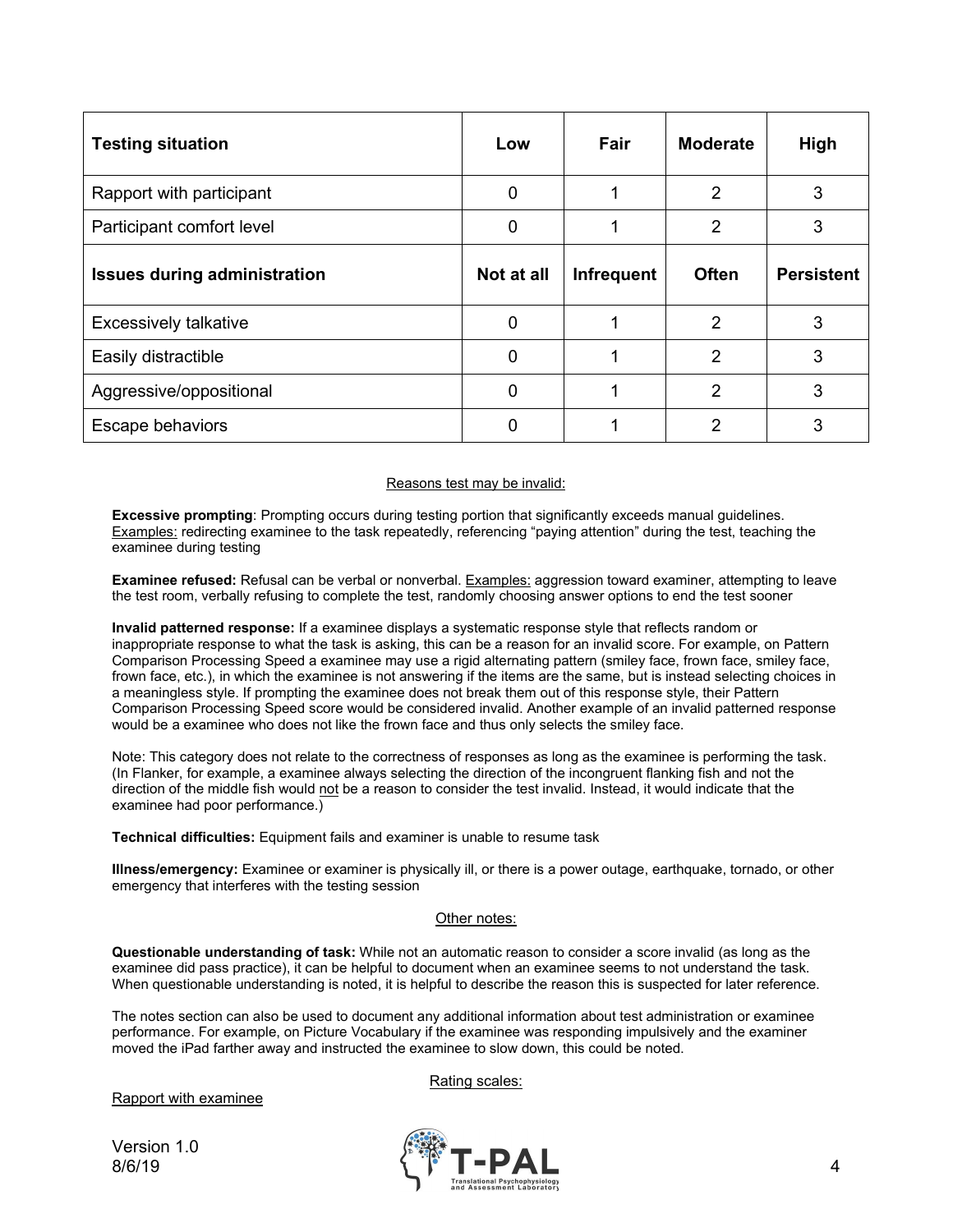| Testing situation | Low | Fair | Moderate | High |
| --- | --- | --- | --- | --- |
| Rapport with participant | 0 | 1 | 2 | 3 |
| Participant comfort level | 0 | 1 | 2 | 3 |
| **Issues during administration** | **Not at all** | **Infrequent** | **Often** | **Persistent** |
| Excessively talkative | 0 | 1 | 2 | 3 |
| Easily distractible | 0 | 1 | 2 | 3 |
| Aggressive/oppositional | 0 | 1 | 2 | 3 |
| Escape behaviors | 0 | 1 | 2 | 3 |

Reasons test may be invalid:

**Excessive prompting**: Prompting occurs during testing portion that significantly exceeds manual guidelines. Examples: redirecting examinee to the task repeatedly, referencing "paying attention" during the test, teaching the examinee during testing

**Examinee refused:** Refusal can be verbal or nonverbal. Examples: aggression toward examiner, attempting to leave the test room, verbally refusing to complete the test, randomly choosing answer options to end the test sooner

**Invalid patterned response:** If a examinee displays a systematic response style that reflects random or inappropriate response to what the task is asking, this can be a reason for an invalid score. For example, on Pattern Comparison Processing Speed a examinee may use a rigid alternating pattern (smiley face, frown face, smiley face, frown face, etc.), in which the examinee is not answering if the items are the same, but is instead selecting choices in a meaningless style. If prompting the examinee does not break them out of this response style, their Pattern Comparison Processing Speed score would be considered invalid. Another example of an invalid patterned response would be a examinee who does not like the frown face and thus only selects the smiley face.

Note: This category does not relate to the correctness of responses as long as the examinee is performing the task. (In Flanker, for example, a examinee always selecting the direction of the incongruent flanking fish and not the direction of the middle fish would not be a reason to consider the test invalid. Instead, it would indicate that the examinee had poor performance.)

**Technical difficulties:** Equipment fails and examiner is unable to resume task

**Illness/emergency:** Examinee or examiner is physically ill, or there is a power outage, earthquake, tornado, or other emergency that interferes with the testing session

Other notes:

**Questionable understanding of task:** While not an automatic reason to consider a score invalid (as long as the examinee did pass practice), it can be helpful to document when an examinee seems to not understand the task. When questionable understanding is noted, it is helpful to describe the reason this is suspected for later reference.

The notes section can also be used to document any additional information about test administration or examinee performance. For example, on Picture Vocabulary if the examinee was responding impulsively and the examiner moved the iPad farther away and instructed the examinee to slow down, this could be noted.

Rating scales:

Rapport with examinee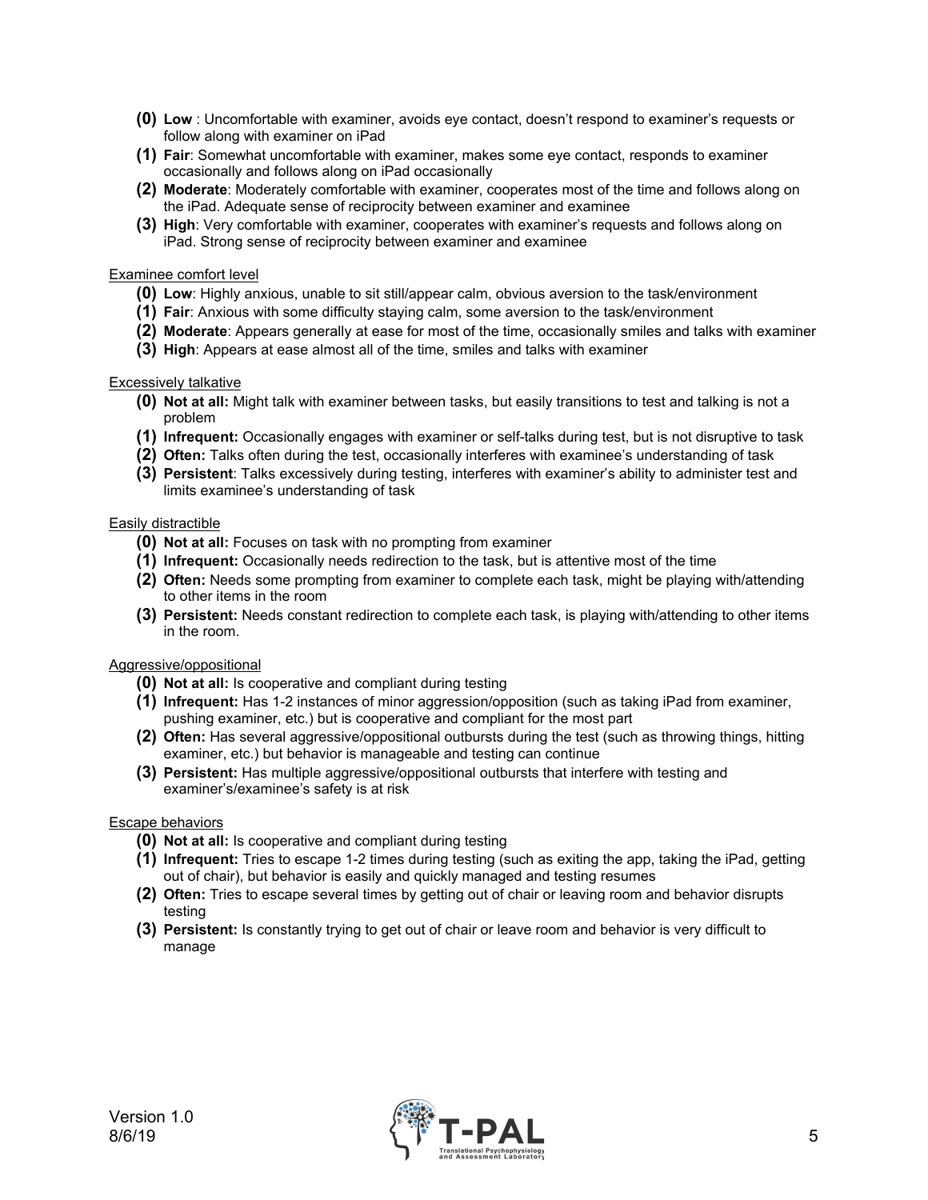- **(0) Low** : Uncomfortable with examiner, avoids eye contact, doesn't respond to examiner's requests or follow along with examiner on iPad
- **(1) Fair**: Somewhat uncomfortable with examiner, makes some eye contact, responds to examiner occasionally and follows along on iPad occasionally
- **(2) Moderate**: Moderately comfortable with examiner, cooperates most of the time and follows along on the iPad. Adequate sense of reciprocity between examiner and examinee
- **(3) High**: Very comfortable with examiner, cooperates with examiner's requests and follows along on iPad. Strong sense of reciprocity between examiner and examinee

Examinee comfort level

- **(0) Low**: Highly anxious, unable to sit still/appear calm, obvious aversion to the task/environment
- **(1) Fair**: Anxious with some difficulty staying calm, some aversion to the task/environment
- **(2) Moderate**: Appears generally at ease for most of the time, occasionally smiles and talks with examiner
- **(3) High**: Appears at ease almost all of the time, smiles and talks with examiner

Excessively talkative

- **(0) Not at all:** Might talk with examiner between tasks, but easily transitions to test and talking is not a problem
- **(1) Infrequent:** Occasionally engages with examiner or self-talks during test, but is not disruptive to task
- **(2) Often:** Talks often during the test, occasionally interferes with examinee's understanding of task
- **(3) Persistent**: Talks excessively during testing, interferes with examiner's ability to administer test and limits examinee's understanding of task

Easily distractible

- **(0) Not at all:** Focuses on task with no prompting from examiner
- **(1) Infrequent:** Occasionally needs redirection to the task, but is attentive most of the time
- **(2) Often:** Needs some prompting from examiner to complete each task, might be playing with/attending to other items in the room
- **(3) Persistent:** Needs constant redirection to complete each task, is playing with/attending to other items in the room.

Aggressive/oppositional

- **(0) Not at all:** Is cooperative and compliant during testing
- **(1) Infrequent:** Has 1-2 instances of minor aggression/opposition (such as taking iPad from examiner, pushing examiner, etc.) but is cooperative and compliant for the most part
- **(2) Often:** Has several aggressive/oppositional outbursts during the test (such as throwing things, hitting examiner, etc.) but behavior is manageable and testing can continue
- **(3) Persistent:** Has multiple aggressive/oppositional outbursts that interfere with testing and examiner's/examinee's safety is at risk

Escape behaviors

- **(0) Not at all:** Is cooperative and compliant during testing
- **(1) Infrequent:** Tries to escape 1-2 times during testing (such as exiting the app, taking the iPad, getting out of chair), but behavior is easily and quickly managed and testing resumes
- **(2) Often:** Tries to escape several times by getting out of chair or leaving room and behavior disrupts testing
- **(3) Persistent:** Is constantly trying to get out of chair or leave room and behavior is very difficult to manage